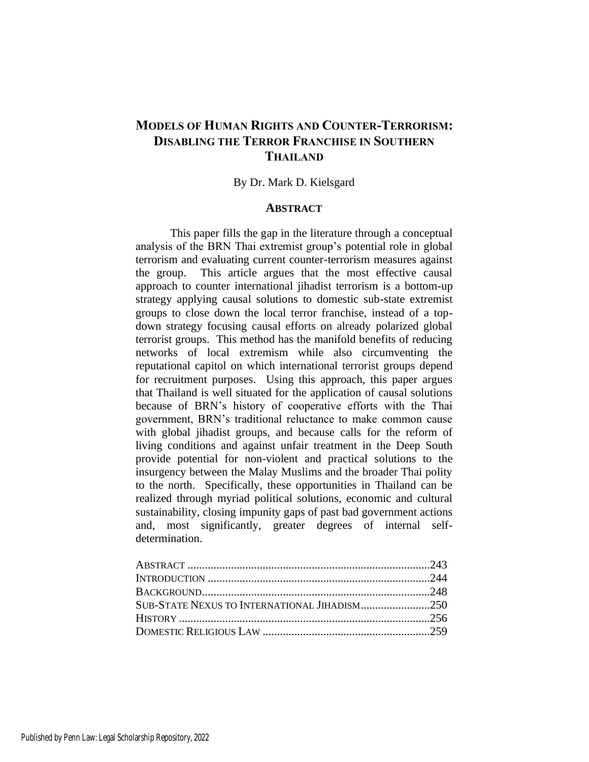# Models of Human Rights and Counter-Terrorism: Disabling the Terror Franchise in Southern Thailand

By Dr. Mark D. Kielsgard

## Abstract

This paper fills the gap in the literature through a conceptual analysis of the BRN Thai extremist group's potential role in global terrorism and evaluating current counter-terrorism measures against the group. This article argues that the most effective causal approach to counter international jihadist terrorism is a bottom-up strategy applying causal solutions to domestic sub-state extremist groups to close down the local terror franchise, instead of a top-down strategy focusing causal efforts on already polarized global terrorist groups. This method has the manifold benefits of reducing networks of local extremism while also circumventing the reputational capitol on which international terrorist groups depend for recruitment purposes. Using this approach, this paper argues that Thailand is well situated for the application of causal solutions because of BRN's history of cooperative efforts with the Thai government, BRN's traditional reluctance to make common cause with global jihadist groups, and because calls for the reform of living conditions and against unfair treatment in the Deep South provide potential for non-violent and practical solutions to the insurgency between the Malay Muslims and the broader Thai polity to the north. Specifically, these opportunities in Thailand can be realized through myriad political solutions, economic and cultural sustainability, closing impunity gaps of past bad government actions and, most significantly, greater degrees of internal self-determination.

| | |
|---|---|
| Abstract | 243 |
| Introduction | 244 |
| Background | 248 |
| Sub-State Nexus to International Jihadism | 250 |
| History | 256 |
| Domestic Religious Law | 259 |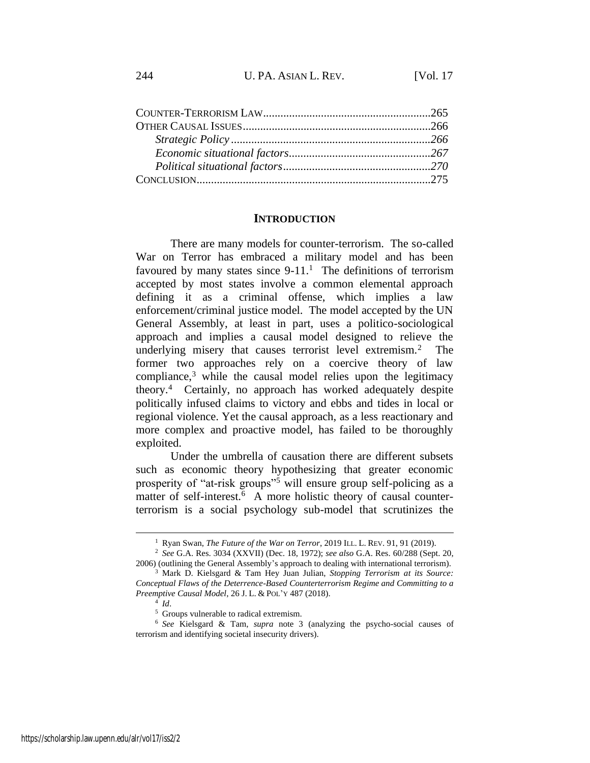COUNTER-TERRORISM LAW..........................................................265
OTHER CAUSAL ISSUES.................................................................266
*Strategic Policy*......................................................................*266*
*Economic situational factors*.................................................*267*
*Political situational factors*...................................................*270*
CONCLUSION................................................................................275

## INTRODUCTION

There are many models for counter-terrorism. The so-called War on Terror has embraced a military model and has been favoured by many states since 9-11.[1] The definitions of terrorism accepted by most states involve a common elemental approach defining it as a criminal offense, which implies a law enforcement/criminal justice model. The model accepted by the UN General Assembly, at least in part, uses a politico-sociological approach and implies a causal model designed to relieve the underlying misery that causes terrorist level extremism.[2] The former two approaches rely on a coercive theory of law compliance,[3] while the causal model relies upon the legitimacy theory.[4] Certainly, no approach has worked adequately despite politically infused claims to victory and ebbs and tides in local or regional violence. Yet the causal approach, as a less reactionary and more complex and proactive model, has failed to be thoroughly exploited.

Under the umbrella of causation there are different subsets such as economic theory hypothesizing that greater economic prosperity of "at-risk groups"[5] will ensure group self-policing as a matter of self-interest.[6] A more holistic theory of causal counter-terrorism is a social psychology sub-model that scrutinizes the

---

[1] Ryan Swan, *The Future of the War on Terror*, 2019 ILL. L. REV. 91, 91 (2019).

[2] *See* G.A. Res. 3034 (XXVII) (Dec. 18, 1972); *see also* G.A. Res. 60/288 (Sept. 20, 2006) (outlining the General Assembly's approach to dealing with international terrorism).

[3] Mark D. Kielsgard & Tam Hey Juan Julian, *Stopping Terrorism at its Source: Conceptual Flaws of the Deterrence-Based Counterterrorism Regime and Committing to a Preemptive Causal Model*, 26 J. L. & POL'Y 487 (2018).

[4] *Id*.

[5] Groups vulnerable to radical extremism.

[6] *See* Kielsgard & Tam, *supra* note 3 (analyzing the psycho-social causes of terrorism and identifying societal insecurity drivers).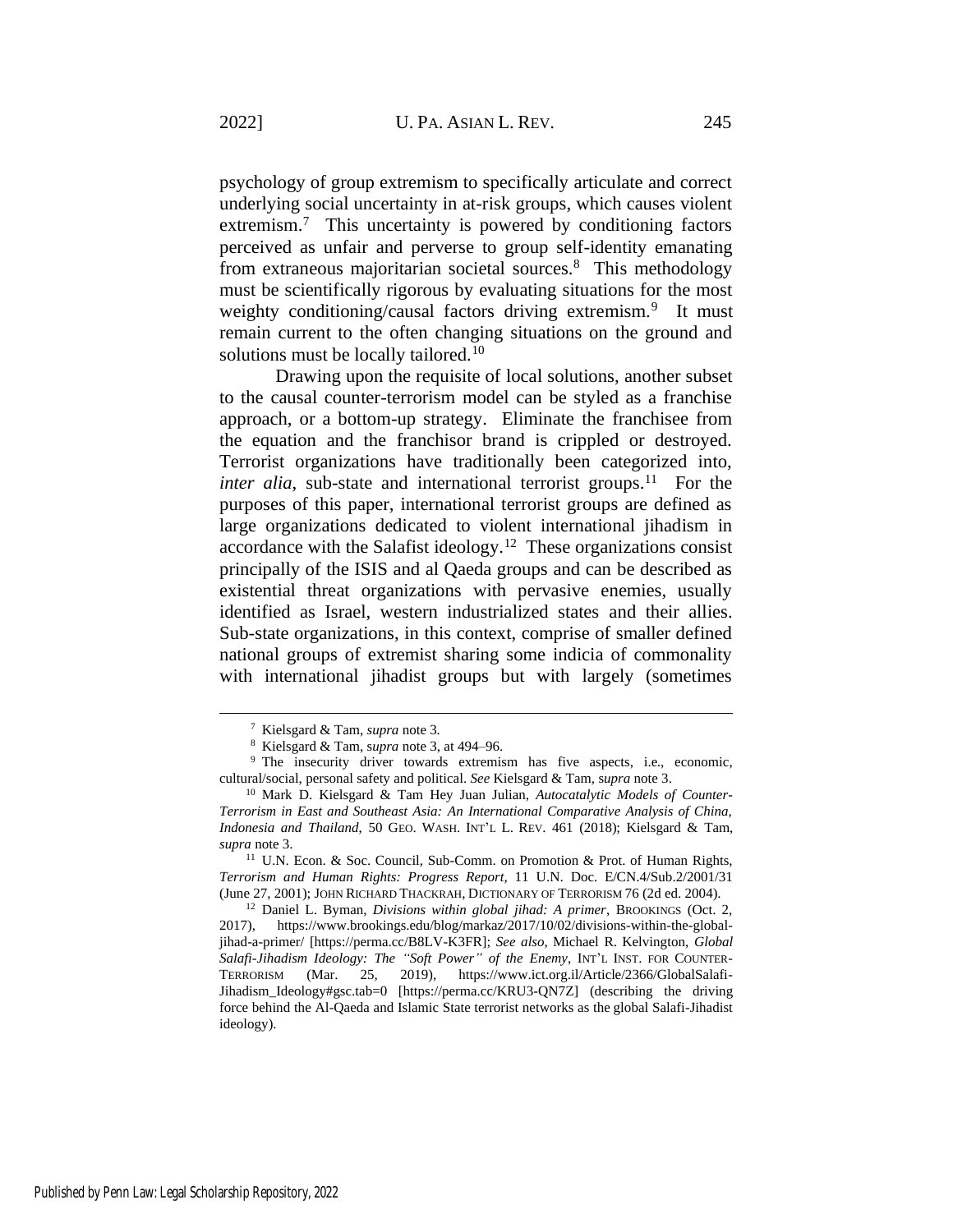psychology of group extremism to specifically articulate and correct underlying social uncertainty in at-risk groups, which causes violent extremism.[7] This uncertainty is powered by conditioning factors perceived as unfair and perverse to group self-identity emanating from extraneous majoritarian societal sources.[8] This methodology must be scientifically rigorous by evaluating situations for the most weighty conditioning/causal factors driving extremism.[9] It must remain current to the often changing situations on the ground and solutions must be locally tailored.[10]

Drawing upon the requisite of local solutions, another subset to the causal counter-terrorism model can be styled as a franchise approach, or a bottom-up strategy. Eliminate the franchisee from the equation and the franchisor brand is crippled or destroyed. Terrorist organizations have traditionally been categorized into, *inter alia*, sub-state and international terrorist groups.[11] For the purposes of this paper, international terrorist groups are defined as large organizations dedicated to violent international jihadism in accordance with the Salafist ideology.[12] These organizations consist principally of the ISIS and al Qaeda groups and can be described as existential threat organizations with pervasive enemies, usually identified as Israel, western industrialized states and their allies. Sub-state organizations, in this context, comprise of smaller defined national groups of extremist sharing some indicia of commonality with international jihadist groups but with largely (sometimes

---

[7] Kielsgard & Tam, *supra* note 3.

[8] Kielsgard & Tam, *supra* note 3, at 494–96.

[9] The insecurity driver towards extremism has five aspects, i.e., economic, cultural/social, personal safety and political. *See* Kielsgard & Tam, *supra* note 3.

[10] Mark D. Kielsgard & Tam Hey Juan Julian, *Autocatalytic Models of Counter-Terrorism in East and Southeast Asia: An International Comparative Analysis of China, Indonesia and Thailand*, 50 GEO. WASH. INT'L L. REV. 461 (2018); Kielsgard & Tam, *supra* note 3.

[11] U.N. Econ. & Soc. Council, Sub-Comm. on Promotion & Prot. of Human Rights, *Terrorism and Human Rights: Progress Report*, 11 U.N. Doc. E/CN.4/Sub.2/2001/31 (June 27, 2001); JOHN RICHARD THACKRAH, DICTIONARY OF TERRORISM 76 (2d ed. 2004).

[12] Daniel L. Byman, *Divisions within global jihad: A primer*, BROOKINGS (Oct. 2, 2017), https://www.brookings.edu/blog/markaz/2017/10/02/divisions-within-the-global-jihad-a-primer/ [https://perma.cc/B8LV-K3FR]; *See also*, Michael R. Kelvington, *Global Salafi-Jihadism Ideology: The "Soft Power" of the Enemy*, INT'L INST. FOR COUNTER-TERRORISM (Mar. 25, 2019), https://www.ict.org.il/Article/2366/GlobalSalafi-Jihadism_Ideology#gsc.tab=0 [https://perma.cc/KRU3-QN7Z] (describing the driving force behind the Al-Qaeda and Islamic State terrorist networks as the global Salafi-Jihadist ideology).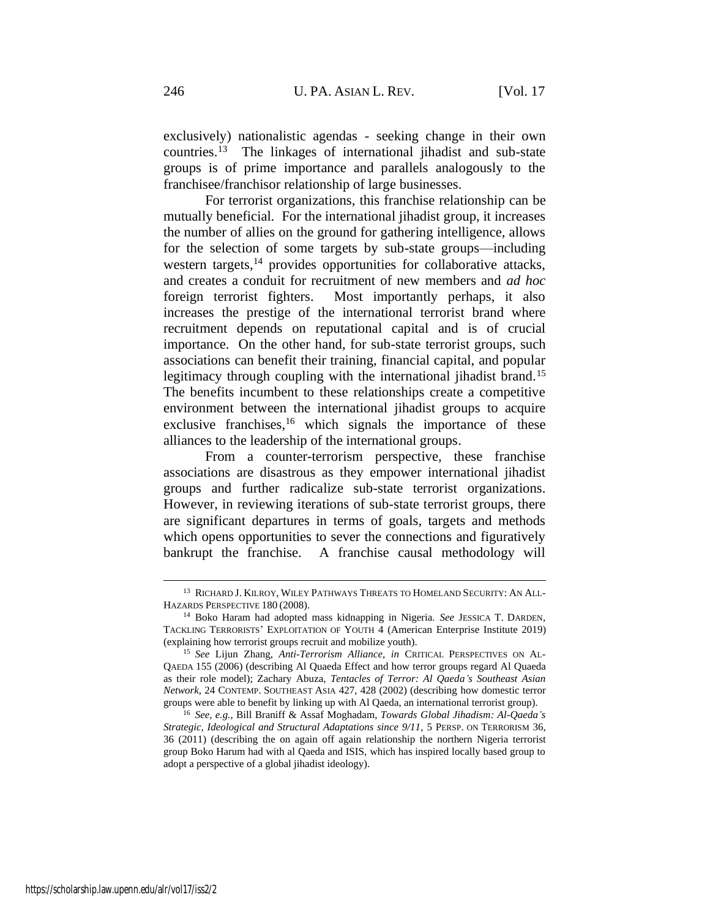exclusively) nationalistic agendas - seeking change in their own countries.[13] The linkages of international jihadist and sub-state groups is of prime importance and parallels analogously to the franchisee/franchisor relationship of large businesses.

For terrorist organizations, this franchise relationship can be mutually beneficial. For the international jihadist group, it increases the number of allies on the ground for gathering intelligence, allows for the selection of some targets by sub-state groups—including western targets,[14] provides opportunities for collaborative attacks, and creates a conduit for recruitment of new members and *ad hoc* foreign terrorist fighters. Most importantly perhaps, it also increases the prestige of the international terrorist brand where recruitment depends on reputational capital and is of crucial importance. On the other hand, for sub-state terrorist groups, such associations can benefit their training, financial capital, and popular legitimacy through coupling with the international jihadist brand.[15] The benefits incumbent to these relationships create a competitive environment between the international jihadist groups to acquire exclusive franchises,[16] which signals the importance of these alliances to the leadership of the international groups.

From a counter-terrorism perspective, these franchise associations are disastrous as they empower international jihadist groups and further radicalize sub-state terrorist organizations. However, in reviewing iterations of sub-state terrorist groups, there are significant departures in terms of goals, targets and methods which opens opportunities to sever the connections and figuratively bankrupt the franchise. A franchise causal methodology will

---

[13] RICHARD J. KILROY, WILEY PATHWAYS THREATS TO HOMELAND SECURITY: AN ALL-HAZARDS PERSPECTIVE 180 (2008).

[14] Boko Haram had adopted mass kidnapping in Nigeria. *See* JESSICA T. DARDEN, TACKLING TERRORISTS' EXPLOITATION OF YOUTH 4 (American Enterprise Institute 2019) (explaining how terrorist groups recruit and mobilize youth).

[15] *See* Lijun Zhang, *Anti-Terrorism Alliance, in* CRITICAL PERSPECTIVES ON AL-QAEDA 155 (2006) (describing Al Quaeda Effect and how terror groups regard Al Quaeda as their role model); Zachary Abuza, *Tentacles of Terror: Al Qaeda's Southeast Asian Network*, 24 CONTEMP. SOUTHEAST ASIA 427, 428 (2002) (describing how domestic terror groups were able to benefit by linking up with Al Qaeda, an international terrorist group).

[16] *See, e.g.*, Bill Braniff & Assaf Moghadam, *Towards Global Jihadism: Al-Qaeda's Strategic, Ideological and Structural Adaptations since 9/11*, 5 PERSP. ON TERRORISM 36, 36 (2011) (describing the on again off again relationship the northern Nigeria terrorist group Boko Harum had with al Qaeda and ISIS, which has inspired locally based group to adopt a perspective of a global jihadist ideology).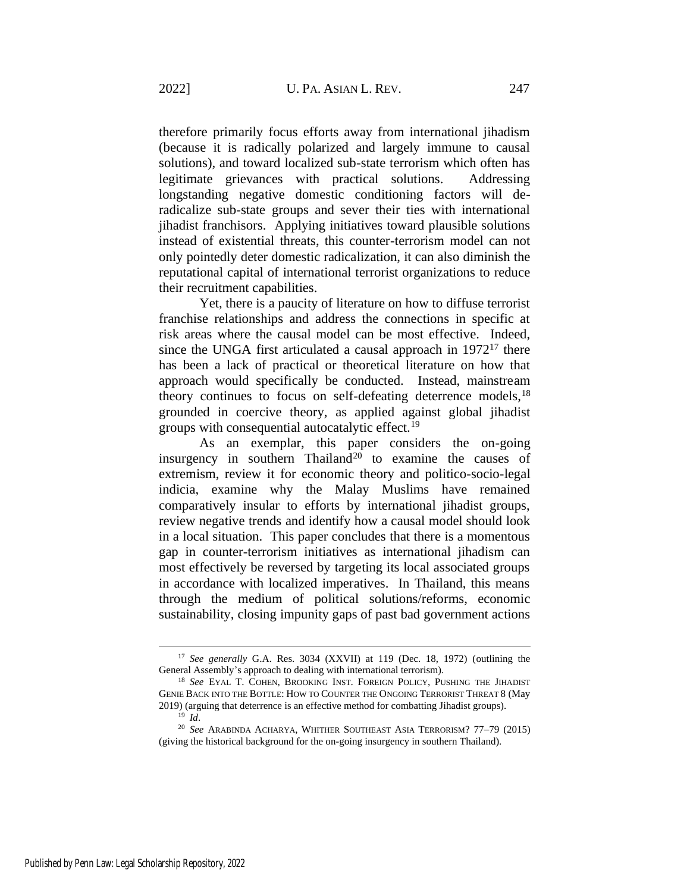therefore primarily focus efforts away from international jihadism (because it is radically polarized and largely immune to causal solutions), and toward localized sub-state terrorism which often has legitimate grievances with practical solutions. Addressing longstanding negative domestic conditioning factors will de-radicalize sub-state groups and sever their ties with international jihadist franchisors. Applying initiatives toward plausible solutions instead of existential threats, this counter-terrorism model can not only pointedly deter domestic radicalization, it can also diminish the reputational capital of international terrorist organizations to reduce their recruitment capabilities.

Yet, there is a paucity of literature on how to diffuse terrorist franchise relationships and address the connections in specific at risk areas where the causal model can be most effective. Indeed, since the UNGA first articulated a causal approach in 1972[17] there has been a lack of practical or theoretical literature on how that approach would specifically be conducted. Instead, mainstream theory continues to focus on self-defeating deterrence models,[18] grounded in coercive theory, as applied against global jihadist groups with consequential autocatalytic effect.[19]

As an exemplar, this paper considers the on-going insurgency in southern Thailand[20] to examine the causes of extremism, review it for economic theory and politico-socio-legal indicia, examine why the Malay Muslims have remained comparatively insular to efforts by international jihadist groups, review negative trends and identify how a causal model should look in a local situation. This paper concludes that there is a momentous gap in counter-terrorism initiatives as international jihadism can most effectively be reversed by targeting its local associated groups in accordance with localized imperatives. In Thailand, this means through the medium of political solutions/reforms, economic sustainability, closing impunity gaps of past bad government actions

---

[17] *See generally* G.A. Res. 3034 (XXVII) at 119 (Dec. 18, 1972) (outlining the General Assembly's approach to dealing with international terrorism).

[18] *See* EYAL T. COHEN, BROOKING INST. FOREIGN POLICY, PUSHING THE JIHADIST GENIE BACK INTO THE BOTTLE: HOW TO COUNTER THE ONGOING TERRORIST THREAT 8 (May 2019) (arguing that deterrence is an effective method for combatting Jihadist groups).

[19] *Id*.

[20] *See* ARABINDA ACHARYA, WHITHER SOUTHEAST ASIA TERRORISM? 77–79 (2015) (giving the historical background for the on-going insurgency in southern Thailand).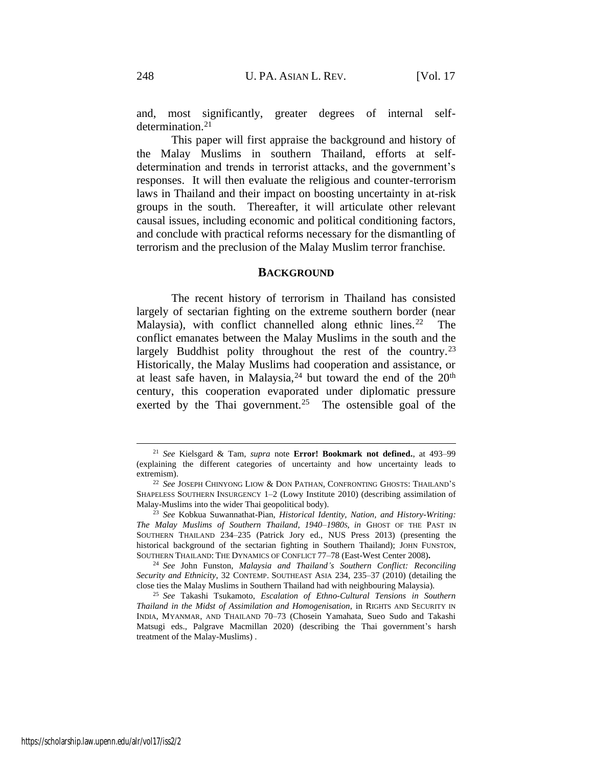and, most significantly, greater degrees of internal self-determination.[21]

This paper will first appraise the background and history of the Malay Muslims in southern Thailand, efforts at self-determination and trends in terrorist attacks, and the government's responses. It will then evaluate the religious and counter-terrorism laws in Thailand and their impact on boosting uncertainty in at-risk groups in the south. Thereafter, it will articulate other relevant causal issues, including economic and political conditioning factors, and conclude with practical reforms necessary for the dismantling of terrorism and the preclusion of the Malay Muslim terror franchise.

## BACKGROUND

The recent history of terrorism in Thailand has consisted largely of sectarian fighting on the extreme southern border (near Malaysia), with conflict channelled along ethnic lines.[22] The conflict emanates between the Malay Muslims in the south and the largely Buddhist polity throughout the rest of the country.[23] Historically, the Malay Muslims had cooperation and assistance, or at least safe haven, in Malaysia,[24] but toward the end of the 20th century, this cooperation evaporated under diplomatic pressure exerted by the Thai government.[25] The ostensible goal of the

---

[21] *See* Kielsgard & Tam, *supra* note **Error! Bookmark not defined.**, at 493–99 (explaining the different categories of uncertainty and how uncertainty leads to extremism).

[22] *See* JOSEPH CHINYONG LIOW & DON PATHAN, CONFRONTING GHOSTS: THAILAND'S SHAPELESS SOUTHERN INSURGENCY 1–2 (Lowy Institute 2010) (describing assimilation of Malay-Muslims into the wider Thai geopolitical body).

[23] *See* Kobkua Suwannathat-Pian, *Historical Identity, Nation, and History-Writing: The Malay Muslims of Southern Thailand, 1940–1980s*, *in* GHOST OF THE PAST IN SOUTHERN THAILAND 234–235 (Patrick Jory ed., NUS Press 2013) (presenting the historical background of the sectarian fighting in Southern Thailand); JOHN FUNSTON, SOUTHERN THAILAND: THE DYNAMICS OF CONFLICT 77–78 (East-West Center 2008).

[24] *See* John Funston, *Malaysia and Thailand's Southern Conflict: Reconciling Security and Ethnicity*, 32 CONTEMP. SOUTHEAST ASIA 234, 235–37 (2010) (detailing the close ties the Malay Muslims in Southern Thailand had with neighbouring Malaysia).

[25] *See* Takashi Tsukamoto, *Escalation of Ethno-Cultural Tensions in Southern Thailand in the Midst of Assimilation and Homogenisation*, in RIGHTS AND SECURITY IN INDIA, MYANMAR, AND THAILAND 70–73 (Chosein Yamahata, Sueo Sudo and Takashi Matsugi eds., Palgrave Macmillan 2020) (describing the Thai government's harsh treatment of the Malay-Muslims) .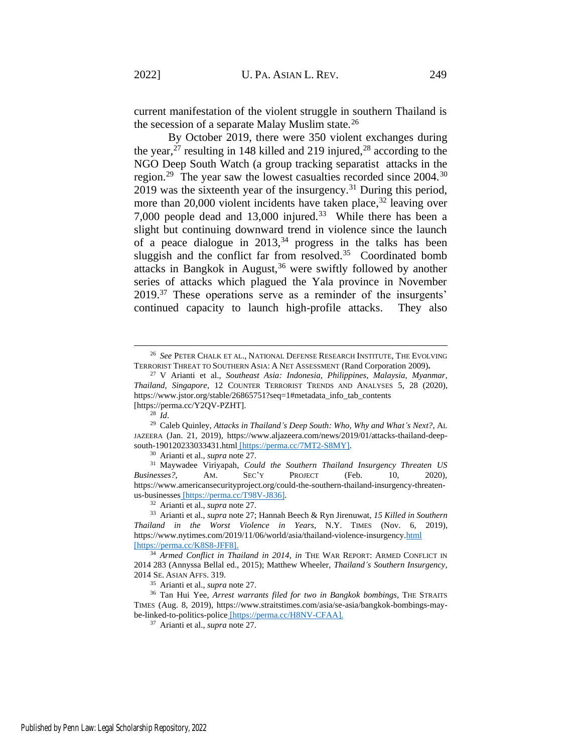current manifestation of the violent struggle in southern Thailand is the secession of a separate Malay Muslim state.[26]

By October 2019, there were 350 violent exchanges during the year,[27] resulting in 148 killed and 219 injured,[28] according to the NGO Deep South Watch (a group tracking separatist attacks in the region.[29] The year saw the lowest casualties recorded since 2004.[30] 2019 was the sixteenth year of the insurgency.[31] During this period, more than 20,000 violent incidents have taken place,[32] leaving over 7,000 people dead and 13,000 injured.[33] While there has been a slight but continuing downward trend in violence since the launch of a peace dialogue in 2013,[34] progress in the talks has been sluggish and the conflict far from resolved.[35] Coordinated bomb attacks in Bangkok in August,[36] were swiftly followed by another series of attacks which plagued the Yala province in November 2019.[37] These operations serve as a reminder of the insurgents' continued capacity to launch high-profile attacks. They also

---

[26] *See* PETER CHALK ET AL., NATIONAL DEFENSE RESEARCH INSTITUTE, THE EVOLVING TERRORIST THREAT TO SOUTHERN ASIA: A NET ASSESSMENT (Rand Corporation 2009).

[27] V Arianti et al., *Southeast Asia: Indonesia, Philippines, Malaysia, Myanmar, Thailand, Singapore*, 12 COUNTER TERRORIST TRENDS AND ANALYSES 5, 28 (2020), https://www.jstor.org/stable/26865751?seq=1#metadata_info_tab_contents [https://perma.cc/Y2QV-PZHT].

[28] *Id*.

[29] Caleb Quinley, *Attacks in Thailand's Deep South: Who, Why and What's Next?*, AL JAZEERA (Jan. 21, 2019), https://www.aljazeera.com/news/2019/01/attacks-thailand-deep-south-190120233033431.html [https://perma.cc/7MT2-S8MY].

[30] Arianti et al., *supra* note 27.

[31] Maywadee Viriyapah, *Could the Southern Thailand Insurgency Threaten US Businesses?*, AM. SEC'Y PROJECT (Feb. 10, 2020), https://www.americansecurityproject.org/could-the-southern-thailand-insurgency-threaten-us-businesses [https://perma.cc/T98V-J836].

[32] Arianti et al., *supra* note 27.

[33] Arianti et al., *supra* note 27; Hannah Beech & Ryn Jirenuwat, *15 Killed in Southern Thailand in the Worst Violence in Years*, N.Y. TIMES (Nov. 6, 2019), https://www.nytimes.com/2019/11/06/world/asia/thailand-violence-insurgency.html [https://perma.cc/K8S8-JFF8].

[34] *Armed Conflict in Thailand in 2014*, *in* THE WAR REPORT: ARMED CONFLICT IN 2014 283 (Annyssa Bellal ed., 2015); Matthew Wheeler, *Thailand's Southern Insurgency*, 2014 SE. ASIAN AFFS. 319.

[35] Arianti et al., *supra* note 27.

[36] Tan Hui Yee, *Arrest warrants filed for two in Bangkok bombings*, THE STRAITS TIMES (Aug. 8, 2019), https://www.straitstimes.com/asia/se-asia/bangkok-bombings-may-be-linked-to-politics-police [https://perma.cc/H8NV-CFAA].

[37] Arianti et al., *supra* note 27.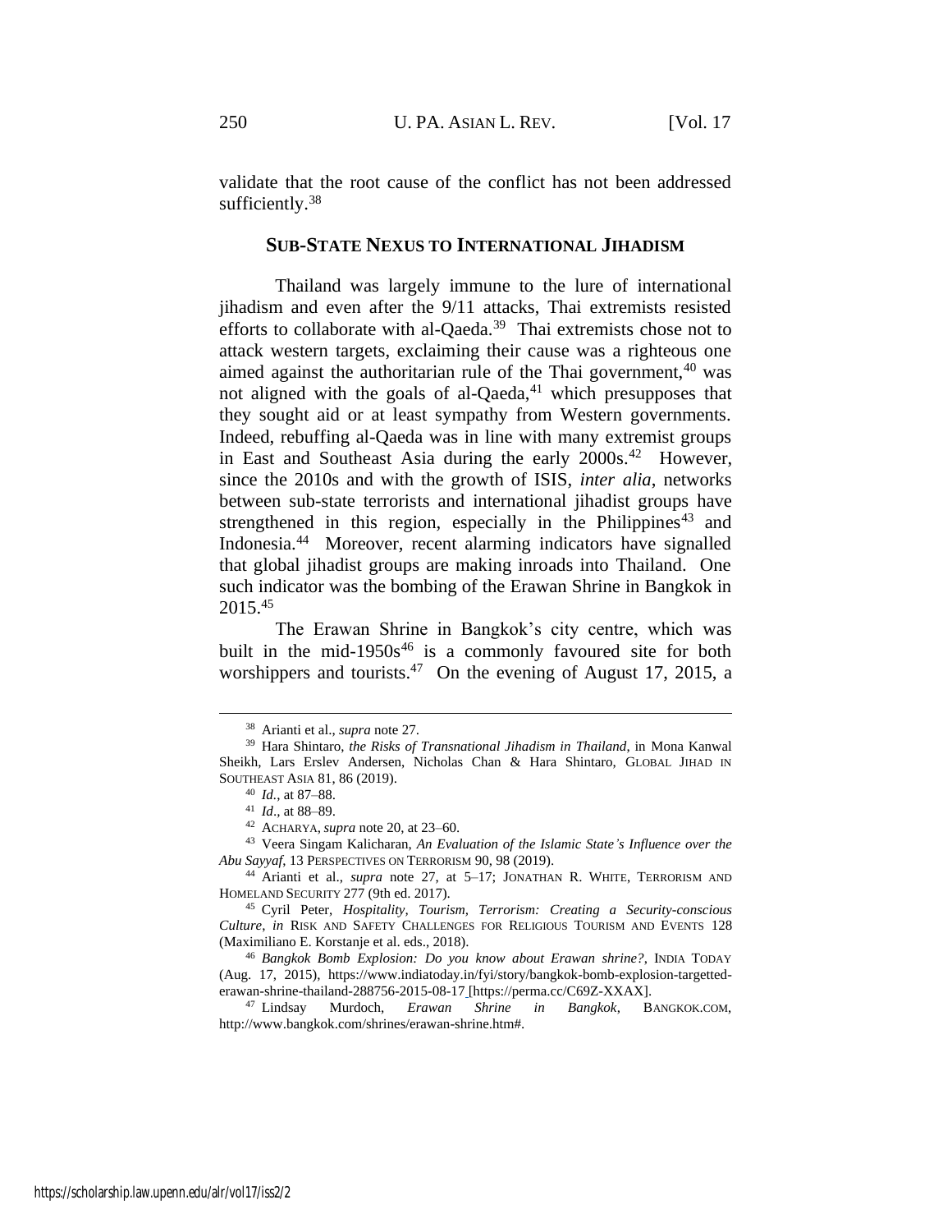validate that the root cause of the conflict has not been addressed sufficiently.[38]

## SUB-STATE NEXUS TO INTERNATIONAL JIHADISM

Thailand was largely immune to the lure of international jihadism and even after the 9/11 attacks, Thai extremists resisted efforts to collaborate with al-Qaeda.[39] Thai extremists chose not to attack western targets, exclaiming their cause was a righteous one aimed against the authoritarian rule of the Thai government,[40] was not aligned with the goals of al-Qaeda,[41] which presupposes that they sought aid or at least sympathy from Western governments. Indeed, rebuffing al-Qaeda was in line with many extremist groups in East and Southeast Asia during the early 2000s.[42] However, since the 2010s and with the growth of ISIS, *inter alia*, networks between sub-state terrorists and international jihadist groups have strengthened in this region, especially in the Philippines[43] and Indonesia.[44] Moreover, recent alarming indicators have signalled that global jihadist groups are making inroads into Thailand. One such indicator was the bombing of the Erawan Shrine in Bangkok in 2015.[45]

The Erawan Shrine in Bangkok's city centre, which was built in the mid-1950s[46] is a commonly favoured site for both worshippers and tourists.[47] On the evening of August 17, 2015, a

---

[38] Arianti et al., *supra* note 27.

[39] Hara Shintaro, *the Risks of Transnational Jihadism in Thailand*, in Mona Kanwal Sheikh, Lars Erslev Andersen, Nicholas Chan & Hara Shintaro, GLOBAL JIHAD IN SOUTHEAST ASIA 81, 86 (2019).

[40] *Id.*, at 87–88.

[41] *Id*., at 88–89.

[42] ACHARYA, *supra* note 20, at 23–60.

[43] Veera Singam Kalicharan, *An Evaluation of the Islamic State's Influence over the Abu Sayyaf*, 13 PERSPECTIVES ON TERRORISM 90, 98 (2019).

[44] Arianti et al., *supra* note 27, at 5–17; JONATHAN R. WHITE, TERRORISM AND HOMELAND SECURITY 277 (9th ed. 2017).

[45] Cyril Peter, *Hospitality, Tourism, Terrorism: Creating a Security-conscious Culture*, *in* RISK AND SAFETY CHALLENGES FOR RELIGIOUS TOURISM AND EVENTS 128 (Maximiliano E. Korstanje et al. eds., 2018).

[46] *Bangkok Bomb Explosion: Do you know about Erawan shrine?*, INDIA TODAY (Aug. 17, 2015), https://www.indiatoday.in/fyi/story/bangkok-bomb-explosion-targetted-erawan-shrine-thailand-288756-2015-08-17 [https://perma.cc/C69Z-XXAX].

[47] Lindsay Murdoch, *Erawan Shrine in Bangkok*, BANGKOK.COM, http://www.bangkok.com/shrines/erawan-shrine.htm#.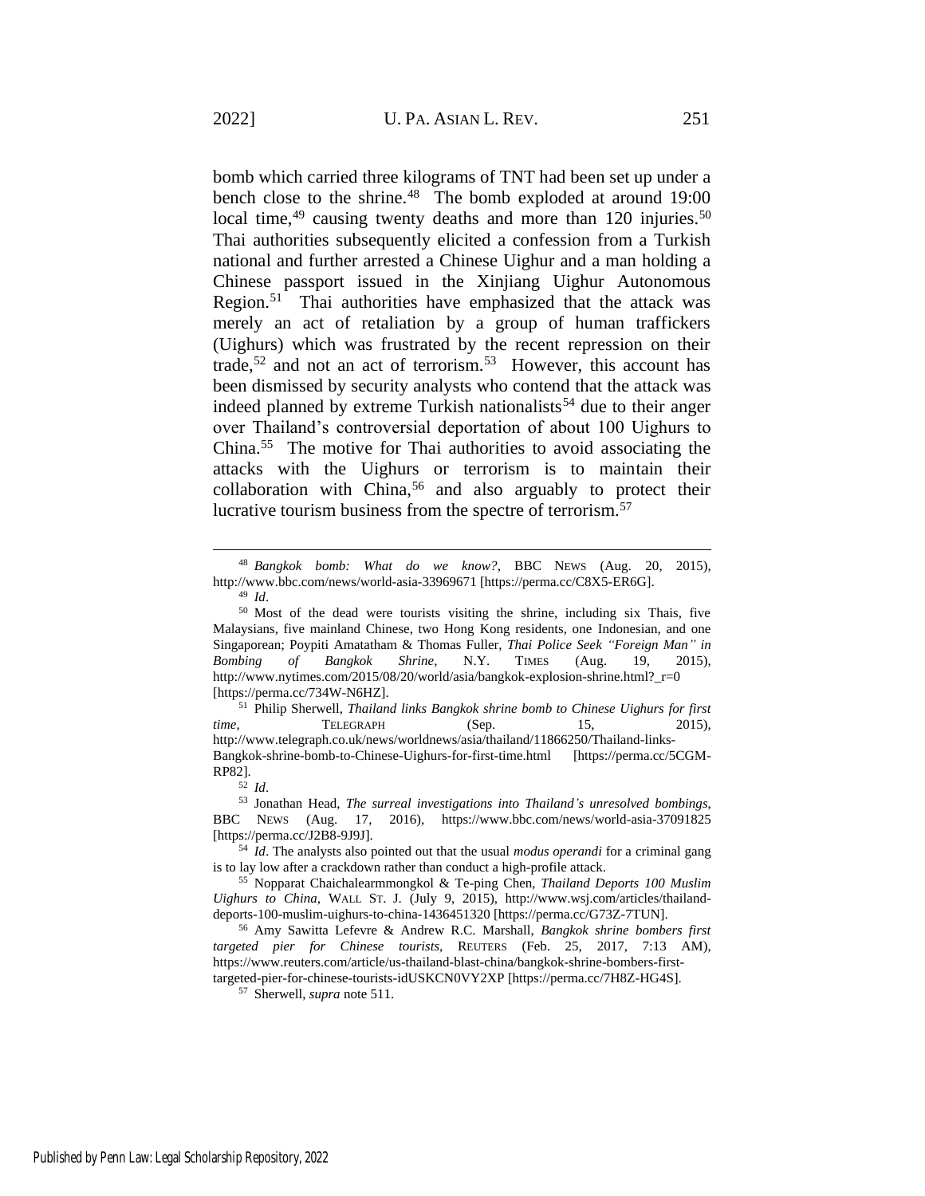bomb which carried three kilograms of TNT had been set up under a bench close to the shrine.[48] The bomb exploded at around 19:00 local time,[49] causing twenty deaths and more than 120 injuries.[50] Thai authorities subsequently elicited a confession from a Turkish national and further arrested a Chinese Uighur and a man holding a Chinese passport issued in the Xinjiang Uighur Autonomous Region.[51] Thai authorities have emphasized that the attack was merely an act of retaliation by a group of human traffickers (Uighurs) which was frustrated by the recent repression on their trade,[52] and not an act of terrorism.[53] However, this account has been dismissed by security analysts who contend that the attack was indeed planned by extreme Turkish nationalists[54] due to their anger over Thailand's controversial deportation of about 100 Uighurs to China.[55] The motive for Thai authorities to avoid associating the attacks with the Uighurs or terrorism is to maintain their collaboration with China,[56] and also arguably to protect their lucrative tourism business from the spectre of terrorism.[57]

---

[48] *Bangkok bomb: What do we know?*, BBC NEWS (Aug. 20, 2015), http://www.bbc.com/news/world-asia-33969671 [https://perma.cc/C8X5-ER6G].

[49] *Id*.

[50] Most of the dead were tourists visiting the shrine, including six Thais, five Malaysians, five mainland Chinese, two Hong Kong residents, one Indonesian, and one Singaporean; Poypiti Amatatham & Thomas Fuller, *Thai Police Seek "Foreign Man" in Bombing of Bangkok Shrine*, N.Y. TIMES (Aug. 19, 2015), http://www.nytimes.com/2015/08/20/world/asia/bangkok-explosion-shrine.html?_r=0 [https://perma.cc/734W-N6HZ].

[51] Philip Sherwell, *Thailand links Bangkok shrine bomb to Chinese Uighurs for first time*, TELEGRAPH (Sep. 15, 2015), http://www.telegraph.co.uk/news/worldnews/asia/thailand/11866250/Thailand-links-Bangkok-shrine-bomb-to-Chinese-Uighurs-for-first-time.html [https://perma.cc/5CGM-RP82].

[52] *Id*.

[53] Jonathan Head, *The surreal investigations into Thailand's unresolved bombings*, BBC NEWS (Aug. 17, 2016), https://www.bbc.com/news/world-asia-37091825 [https://perma.cc/J2B8-9J9J].

[54] *Id*. The analysts also pointed out that the usual *modus operandi* for a criminal gang is to lay low after a crackdown rather than conduct a high-profile attack.

[55] Nopparat Chaichalearmmongkol & Te-ping Chen, *Thailand Deports 100 Muslim Uighurs to China*, WALL ST. J. (July 9, 2015), http://www.wsj.com/articles/thailand-deports-100-muslim-uighurs-to-china-1436451320 [https://perma.cc/G73Z-7TUN].

[56] Amy Sawitta Lefevre & Andrew R.C. Marshall, *Bangkok shrine bombers first targeted pier for Chinese tourists*, REUTERS (Feb. 25, 2017, 7:13 AM), https://www.reuters.com/article/us-thailand-blast-china/bangkok-shrine-bombers-first-targeted-pier-for-chinese-tourists-idUSKCN0VY2XP [https://perma.cc/7H8Z-HG4S].

[57] Sherwell, *supra* note 511.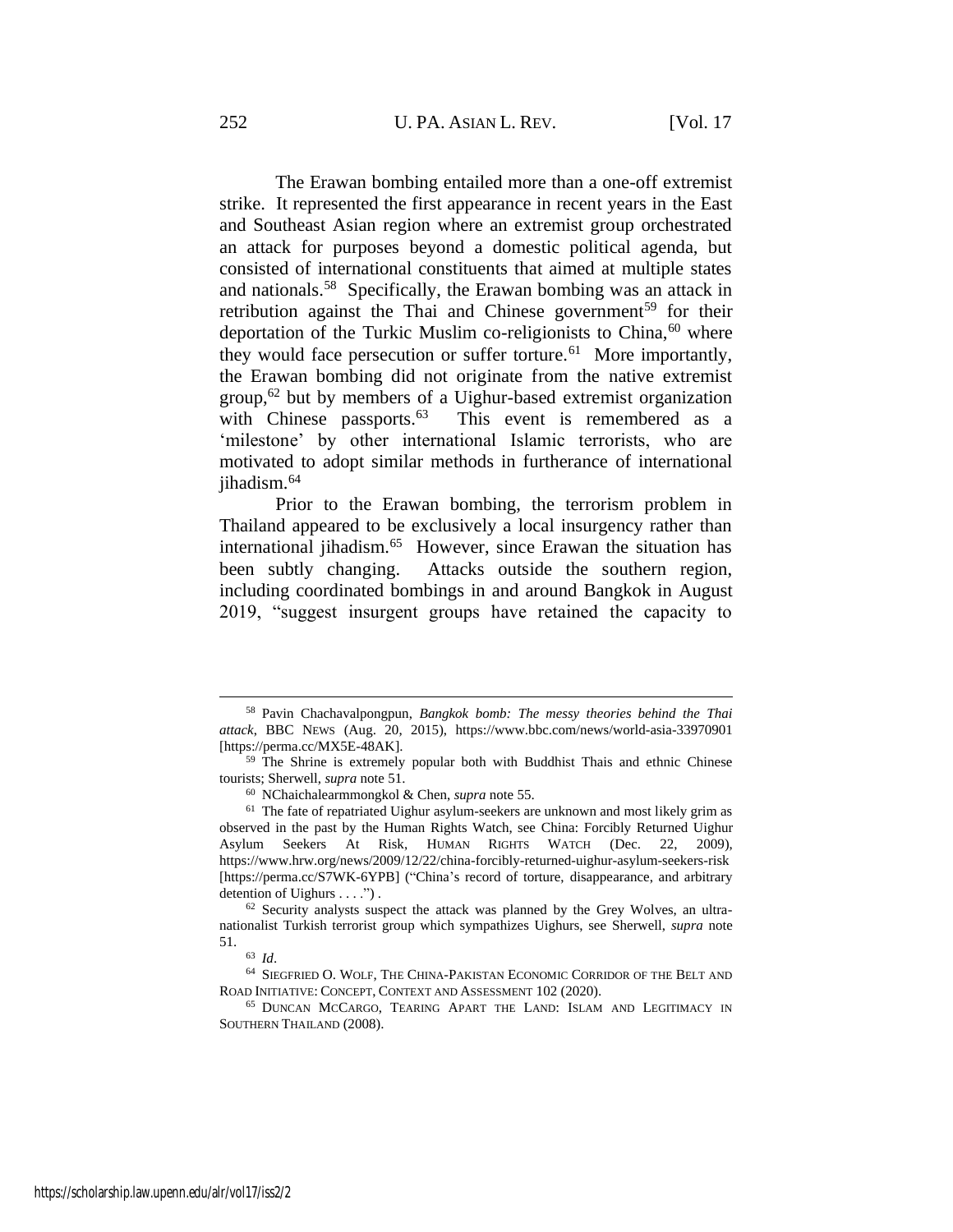The Erawan bombing entailed more than a one-off extremist strike. It represented the first appearance in recent years in the East and Southeast Asian region where an extremist group orchestrated an attack for purposes beyond a domestic political agenda, but consisted of international constituents that aimed at multiple states and nationals.[58] Specifically, the Erawan bombing was an attack in retribution against the Thai and Chinese government[59] for their deportation of the Turkic Muslim co-religionists to China,[60] where they would face persecution or suffer torture.[61] More importantly, the Erawan bombing did not originate from the native extremist group,[62] but by members of a Uighur-based extremist organization with Chinese passports.[63] This event is remembered as a 'milestone' by other international Islamic terrorists, who are motivated to adopt similar methods in furtherance of international jihadism.[64]

Prior to the Erawan bombing, the terrorism problem in Thailand appeared to be exclusively a local insurgency rather than international jihadism.[65] However, since Erawan the situation has been subtly changing. Attacks outside the southern region, including coordinated bombings in and around Bangkok in August 2019, "suggest insurgent groups have retained the capacity to

---

[58] Pavin Chachavalpongpun, *Bangkok bomb: The messy theories behind the Thai attack*, BBC NEWS (Aug. 20, 2015), https://www.bbc.com/news/world-asia-33970901 [https://perma.cc/MX5E-48AK].

[59] The Shrine is extremely popular both with Buddhist Thais and ethnic Chinese tourists; Sherwell, *supra* note 51.

[60] NChaichalearmmongkol & Chen, *supra* note 55.

[61] The fate of repatriated Uighur asylum-seekers are unknown and most likely grim as observed in the past by the Human Rights Watch, see China: Forcibly Returned Uighur Asylum Seekers At Risk, HUMAN RIGHTS WATCH (Dec. 22, 2009), https://www.hrw.org/news/2009/12/22/china-forcibly-returned-uighur-asylum-seekers-risk [https://perma.cc/S7WK-6YPB] ("China's record of torture, disappearance, and arbitrary detention of Uighurs . . . .") .

[62] Security analysts suspect the attack was planned by the Grey Wolves, an ultra-nationalist Turkish terrorist group which sympathizes Uighurs, see Sherwell, *supra* note 51.

[63] *Id*.

[64] SIEGFRIED O. WOLF, THE CHINA-PAKISTAN ECONOMIC CORRIDOR OF THE BELT AND ROAD INITIATIVE: CONCEPT, CONTEXT AND ASSESSMENT 102 (2020).

[65] DUNCAN MCCARGO, TEARING APART THE LAND: ISLAM AND LEGITIMACY IN SOUTHERN THAILAND (2008).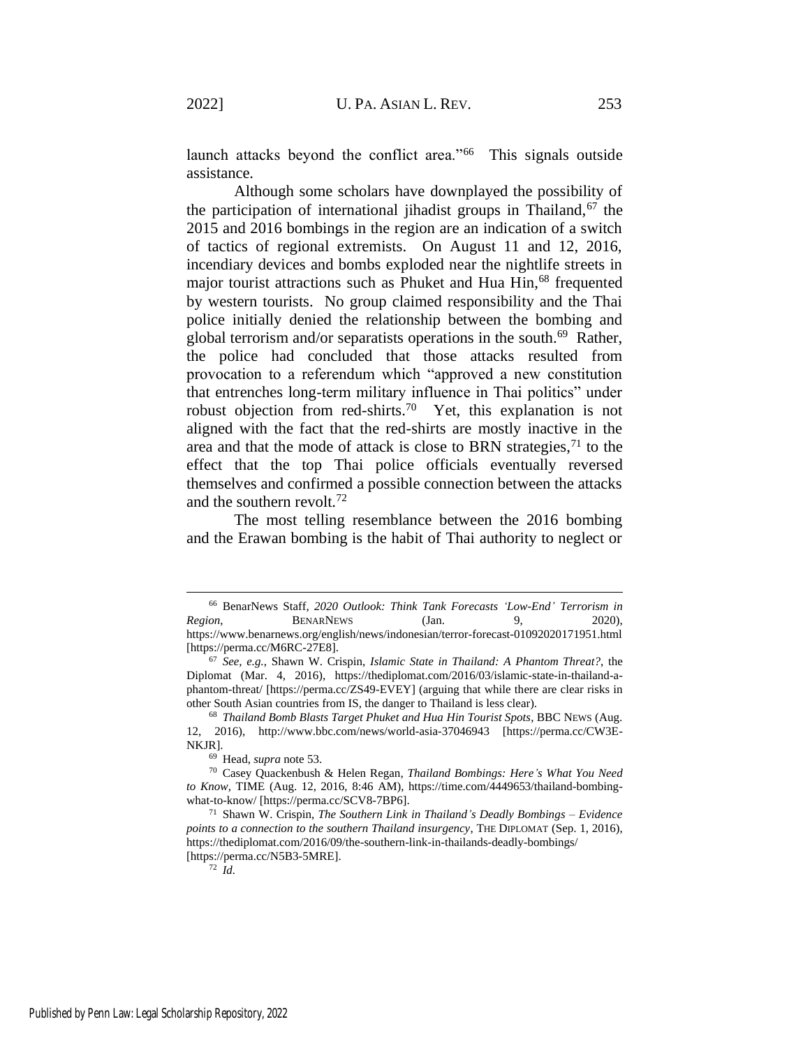launch attacks beyond the conflict area."[66] This signals outside assistance.

Although some scholars have downplayed the possibility of the participation of international jihadist groups in Thailand,[67] the 2015 and 2016 bombings in the region are an indication of a switch of tactics of regional extremists. On August 11 and 12, 2016, incendiary devices and bombs exploded near the nightlife streets in major tourist attractions such as Phuket and Hua Hin,[68] frequented by western tourists. No group claimed responsibility and the Thai police initially denied the relationship between the bombing and global terrorism and/or separatists operations in the south.[69] Rather, the police had concluded that those attacks resulted from provocation to a referendum which "approved a new constitution that entrenches long-term military influence in Thai politics" under robust objection from red-shirts.[70] Yet, this explanation is not aligned with the fact that the red-shirts are mostly inactive in the area and that the mode of attack is close to BRN strategies,[71] to the effect that the top Thai police officials eventually reversed themselves and confirmed a possible connection between the attacks and the southern revolt.[72]

The most telling resemblance between the 2016 bombing and the Erawan bombing is the habit of Thai authority to neglect or

---

[66] BenarNews Staff, *2020 Outlook: Think Tank Forecasts 'Low-End' Terrorism in Region*, BENARNEWS (Jan. 9, 2020), https://www.benarnews.org/english/news/indonesian/terror-forecast-01092020171951.html [https://perma.cc/M6RC-27E8].

[67] *See, e.g.*, Shawn W. Crispin, *Islamic State in Thailand: A Phantom Threat?*, the Diplomat (Mar. 4, 2016), https://thediplomat.com/2016/03/islamic-state-in-thailand-a-phantom-threat/ [https://perma.cc/ZS49-EVEY] (arguing that while there are clear risks in other South Asian countries from IS, the danger to Thailand is less clear).

[68] *Thailand Bomb Blasts Target Phuket and Hua Hin Tourist Spots*, BBC NEWS (Aug. 12, 2016), http://www.bbc.com/news/world-asia-37046943 [https://perma.cc/CW3E-NKJR].

[69] Head, *supra* note 53.

[70] Casey Quackenbush & Helen Regan, *Thailand Bombings: Here's What You Need to Know*, TIME (Aug. 12, 2016, 8:46 AM), https://time.com/4449653/thailand-bombing-what-to-know/ [https://perma.cc/SCV8-7BP6].

[71] Shawn W. Crispin, *The Southern Link in Thailand's Deadly Bombings – Evidence points to a connection to the southern Thailand insurgency*, THE DIPLOMAT (Sep. 1, 2016), https://thediplomat.com/2016/09/the-southern-link-in-thailands-deadly-bombings/ [https://perma.cc/N5B3-5MRE].

[72] *Id.*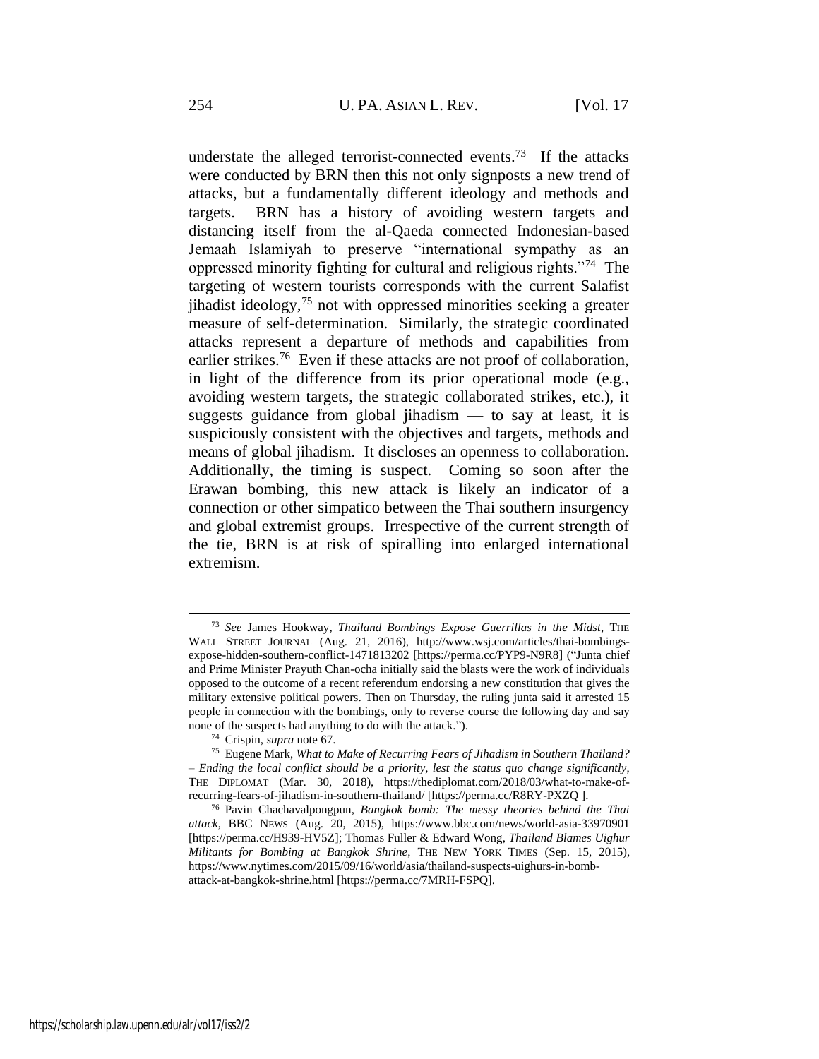understate the alleged terrorist-connected events.[73] If the attacks were conducted by BRN then this not only signposts a new trend of attacks, but a fundamentally different ideology and methods and targets. BRN has a history of avoiding western targets and distancing itself from the al-Qaeda connected Indonesian-based Jemaah Islamiyah to preserve "international sympathy as an oppressed minority fighting for cultural and religious rights."[74] The targeting of western tourists corresponds with the current Salafist jihadist ideology,[75] not with oppressed minorities seeking a greater measure of self-determination. Similarly, the strategic coordinated attacks represent a departure of methods and capabilities from earlier strikes.[76] Even if these attacks are not proof of collaboration, in light of the difference from its prior operational mode (e.g., avoiding western targets, the strategic collaborated strikes, etc.), it suggests guidance from global jihadism — to say at least, it is suspiciously consistent with the objectives and targets, methods and means of global jihadism. It discloses an openness to collaboration. Additionally, the timing is suspect. Coming so soon after the Erawan bombing, this new attack is likely an indicator of a connection or other simpatico between the Thai southern insurgency and global extremist groups. Irrespective of the current strength of the tie, BRN is at risk of spiralling into enlarged international extremism.

---

[73] *See* James Hookway, *Thailand Bombings Expose Guerrillas in the Midst*, THE WALL STREET JOURNAL (Aug. 21, 2016), http://www.wsj.com/articles/thai-bombings-expose-hidden-southern-conflict-1471813202 [https://perma.cc/PYP9-N9R8] ("Junta chief and Prime Minister Prayuth Chan-ocha initially said the blasts were the work of individuals opposed to the outcome of a recent referendum endorsing a new constitution that gives the military extensive political powers. Then on Thursday, the ruling junta said it arrested 15 people in connection with the bombings, only to reverse course the following day and say none of the suspects had anything to do with the attack.").

[74] Crispin, *supra* note 67.

[75] Eugene Mark, *What to Make of Recurring Fears of Jihadism in Southern Thailand? – Ending the local conflict should be a priority, lest the status quo change significantly*, THE DIPLOMAT (Mar. 30, 2018), https://thediplomat.com/2018/03/what-to-make-of-recurring-fears-of-jihadism-in-southern-thailand/ [https://perma.cc/R8RY-PXZQ ].

[76] Pavin Chachavalpongpun, *Bangkok bomb: The messy theories behind the Thai attack*, BBC NEWS (Aug. 20, 2015), https://www.bbc.com/news/world-asia-33970901 [https://perma.cc/H939-HV5Z]; Thomas Fuller & Edward Wong, *Thailand Blames Uighur Militants for Bombing at Bangkok Shrine*, THE NEW YORK TIMES (Sep. 15, 2015), https://www.nytimes.com/2015/09/16/world/asia/thailand-suspects-uighurs-in-bomb-attack-at-bangkok-shrine.html [https://perma.cc/7MRH-FSPQ].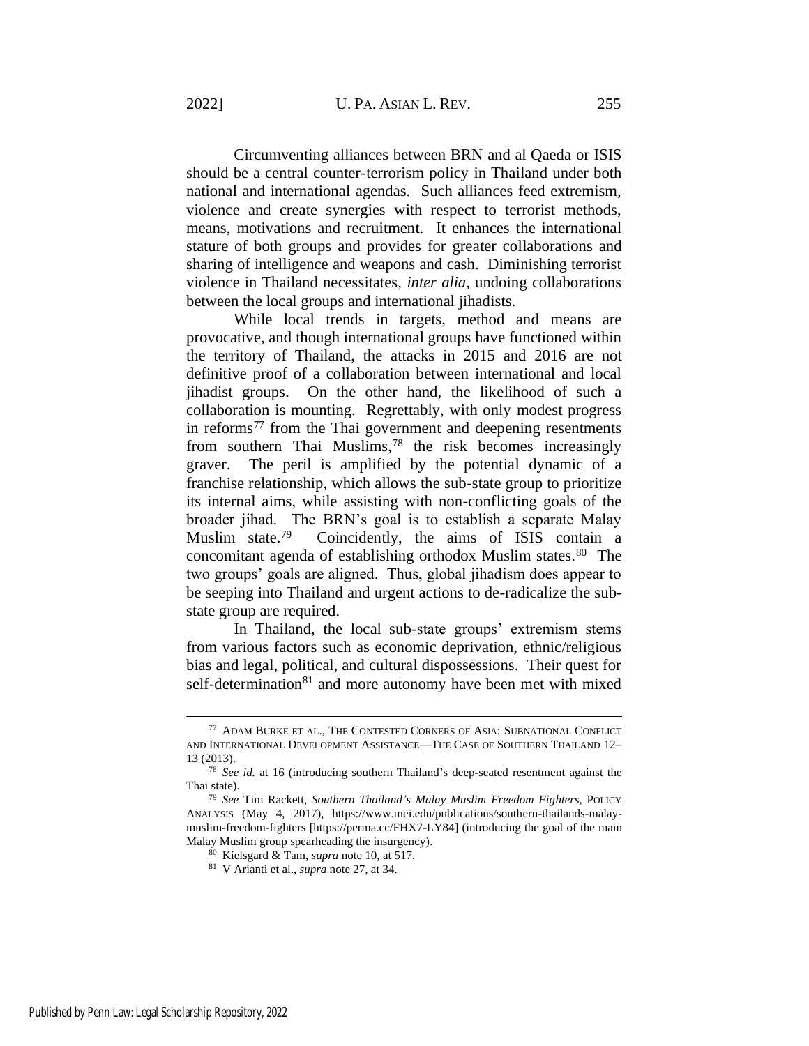Circumventing alliances between BRN and al Qaeda or ISIS should be a central counter-terrorism policy in Thailand under both national and international agendas. Such alliances feed extremism, violence and create synergies with respect to terrorist methods, means, motivations and recruitment. It enhances the international stature of both groups and provides for greater collaborations and sharing of intelligence and weapons and cash. Diminishing terrorist violence in Thailand necessitates, *inter alia*, undoing collaborations between the local groups and international jihadists.

While local trends in targets, method and means are provocative, and though international groups have functioned within the territory of Thailand, the attacks in 2015 and 2016 are not definitive proof of a collaboration between international and local jihadist groups. On the other hand, the likelihood of such a collaboration is mounting. Regrettably, with only modest progress in reforms[77] from the Thai government and deepening resentments from southern Thai Muslims,[78] the risk becomes increasingly graver. The peril is amplified by the potential dynamic of a franchise relationship, which allows the sub-state group to prioritize its internal aims, while assisting with non-conflicting goals of the broader jihad. The BRN's goal is to establish a separate Malay Muslim state.[79] Coincidently, the aims of ISIS contain a concomitant agenda of establishing orthodox Muslim states.[80] The two groups' goals are aligned. Thus, global jihadism does appear to be seeping into Thailand and urgent actions to de-radicalize the sub-state group are required.

In Thailand, the local sub-state groups' extremism stems from various factors such as economic deprivation, ethnic/religious bias and legal, political, and cultural dispossessions. Their quest for self-determination[81] and more autonomy have been met with mixed

---

[77] ADAM BURKE ET AL., THE CONTESTED CORNERS OF ASIA: SUBNATIONAL CONFLICT AND INTERNATIONAL DEVELOPMENT ASSISTANCE—THE CASE OF SOUTHERN THAILAND 12–13 (2013).

[78] *See id.* at 16 (introducing southern Thailand's deep-seated resentment against the Thai state).

[79] *See* Tim Rackett, *Southern Thailand's Malay Muslim Freedom Fighters,* POLICY ANALYSIS (May 4, 2017), https://www.mei.edu/publications/southern-thailands-malay-muslim-freedom-fighters [https://perma.cc/FHX7-LY84] (introducing the goal of the main Malay Muslim group spearheading the insurgency).

[80] Kielsgard & Tam, *supra* note 10, at 517.

[81] V Arianti et al., *supra* note 27, at 34.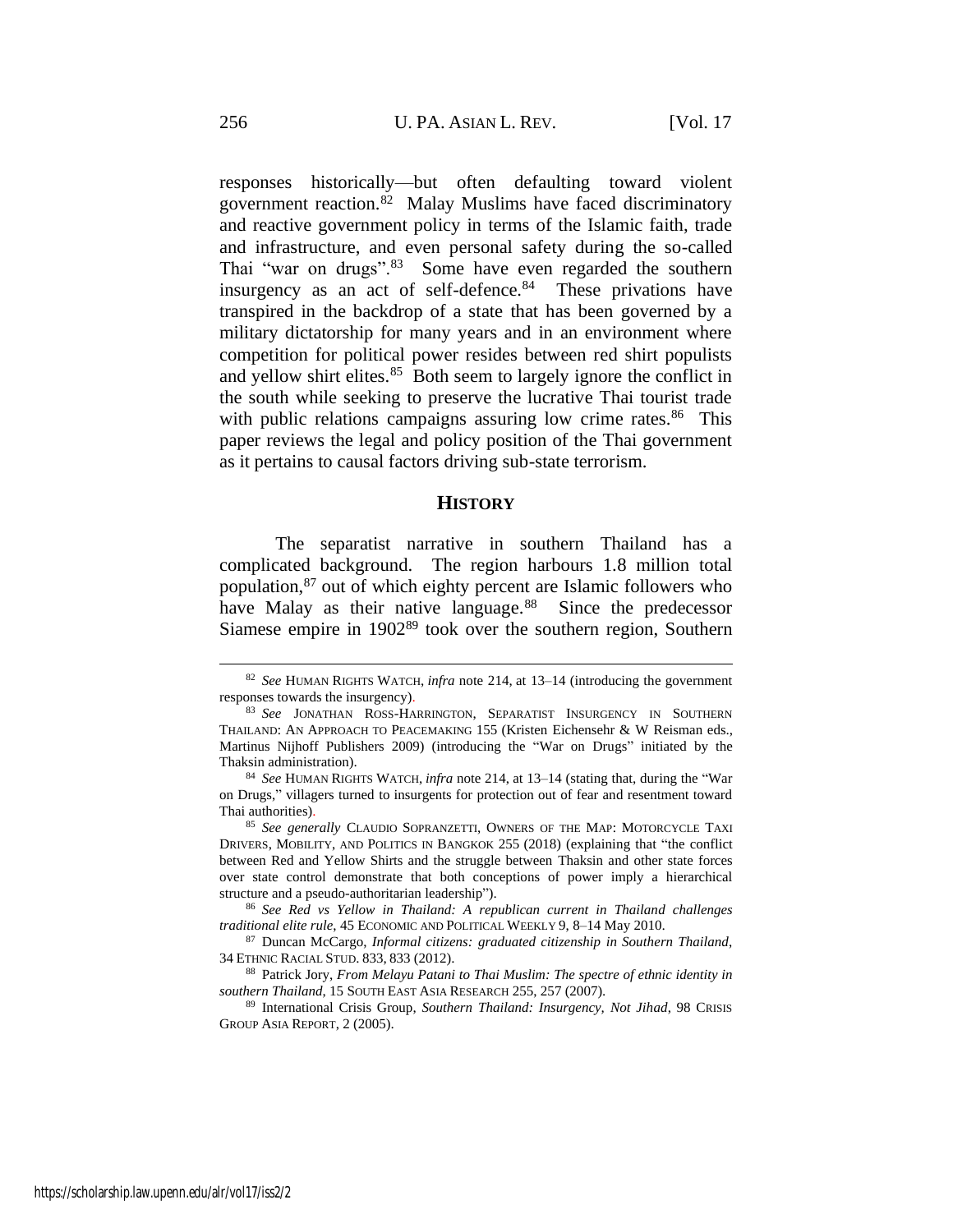responses historically—but often defaulting toward violent government reaction.[82] Malay Muslims have faced discriminatory and reactive government policy in terms of the Islamic faith, trade and infrastructure, and even personal safety during the so-called Thai "war on drugs".[83] Some have even regarded the southern insurgency as an act of self-defence.[84] These privations have transpired in the backdrop of a state that has been governed by a military dictatorship for many years and in an environment where competition for political power resides between red shirt populists and yellow shirt elites.[85] Both seem to largely ignore the conflict in the south while seeking to preserve the lucrative Thai tourist trade with public relations campaigns assuring low crime rates.[86] This paper reviews the legal and policy position of the Thai government as it pertains to causal factors driving sub-state terrorism.

## HISTORY

The separatist narrative in southern Thailand has a complicated background. The region harbours 1.8 million total population,[87] out of which eighty percent are Islamic followers who have Malay as their native language.[88] Since the predecessor Siamese empire in 1902[89] took over the southern region, Southern

---

[82] *See* HUMAN RIGHTS WATCH, *infra* note 214, at 13–14 (introducing the government responses towards the insurgency).

[83] *See* JONATHAN ROSS-HARRINGTON, SEPARATIST INSURGENCY IN SOUTHERN THAILAND: AN APPROACH TO PEACEMAKING 155 (Kristen Eichensehr & W Reisman eds., Martinus Nijhoff Publishers 2009) (introducing the "War on Drugs" initiated by the Thaksin administration).

[84] *See* HUMAN RIGHTS WATCH, *infra* note 214, at 13–14 (stating that, during the "War on Drugs," villagers turned to insurgents for protection out of fear and resentment toward Thai authorities).

[85] *See generally* CLAUDIO SOPRANZETTI, OWNERS OF THE MAP: MOTORCYCLE TAXI DRIVERS, MOBILITY, AND POLITICS IN BANGKOK 255 (2018) (explaining that "the conflict between Red and Yellow Shirts and the struggle between Thaksin and other state forces over state control demonstrate that both conceptions of power imply a hierarchical structure and a pseudo-authoritarian leadership").

[86] *See Red vs Yellow in Thailand: A republican current in Thailand challenges traditional elite rule*, 45 ECONOMIC AND POLITICAL WEEKLY 9, 8–14 May 2010.

[87] Duncan McCargo, *Informal citizens: graduated citizenship in Southern Thailand*, 34 ETHNIC RACIAL STUD. 833, 833 (2012).

[88] Patrick Jory, *From Melayu Patani to Thai Muslim: The spectre of ethnic identity in southern Thailand*, 15 SOUTH EAST ASIA RESEARCH 255, 257 (2007).

[89] International Crisis Group, *Southern Thailand: Insurgency, Not Jihad*, 98 CRISIS GROUP ASIA REPORT, 2 (2005).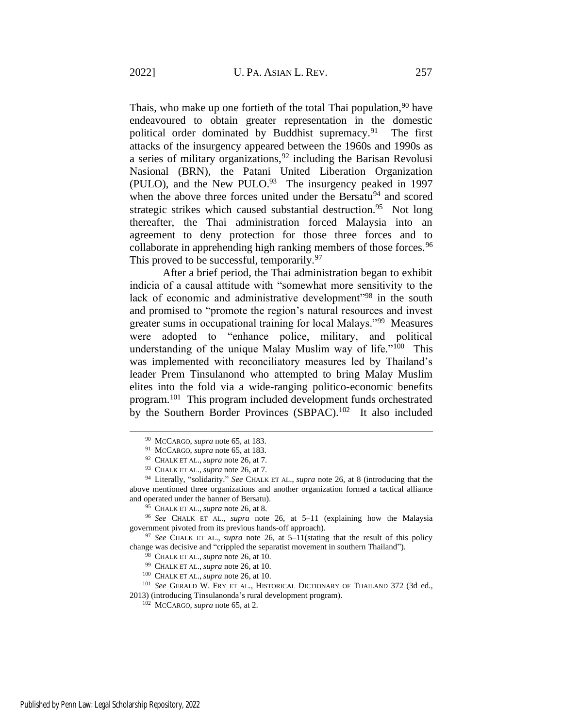Thais, who make up one fortieth of the total Thai population,[90] have endeavoured to obtain greater representation in the domestic political order dominated by Buddhist supremacy.[91] The first attacks of the insurgency appeared between the 1960s and 1990s as a series of military organizations,[92] including the Barisan Revolusi Nasional (BRN), the Patani United Liberation Organization (PULO), and the New PULO.[93] The insurgency peaked in 1997 when the above three forces united under the Bersatu[94] and scored strategic strikes which caused substantial destruction.[95] Not long thereafter, the Thai administration forced Malaysia into an agreement to deny protection for those three forces and to collaborate in apprehending high ranking members of those forces.[96] This proved to be successful, temporarily.[97]

After a brief period, the Thai administration began to exhibit indicia of a causal attitude with "somewhat more sensitivity to the lack of economic and administrative development"[98] in the south and promised to "promote the region's natural resources and invest greater sums in occupational training for local Malays."[99] Measures were adopted to "enhance police, military, and political understanding of the unique Malay Muslim way of life."[100] This was implemented with reconciliatory measures led by Thailand's leader Prem Tinsulanond who attempted to bring Malay Muslim elites into the fold via a wide-ranging politico-economic benefits program.[101] This program included development funds orchestrated by the Southern Border Provinces (SBPAC).[102] It also included

---

[90] MCCARGO, *supra* note 65, at 183.

[91] MCCARGO, *supra* note 65, at 183.

[92] CHALK ET AL., *supra* note 26, at 7.

[93] CHALK ET AL., *supra* note 26, at 7.

[94] Literally, "solidarity." *See* CHALK ET AL., *supra* note 26, at 8 (introducing that the above mentioned three organizations and another organization formed a tactical alliance and operated under the banner of Bersatu).

[95] CHALK ET AL., *supra* note 26, at 8.

[96] *See* CHALK ET AL., *supra* note 26, at 5–11 (explaining how the Malaysia government pivoted from its previous hands-off approach).

[97] *See* CHALK ET AL., *supra* note 26, at 5–11(stating that the result of this policy change was decisive and "crippled the separatist movement in southern Thailand").

[98] CHALK ET AL., *supra* note 26, at 10.

[99] CHALK ET AL., *supra* note 26, at 10.

[100] CHALK ET AL., *supra* note 26, at 10.

[101] *See* GERALD W. FRY ET AL., HISTORICAL DICTIONARY OF THAILAND 372 (3d ed., 2013) (introducing Tinsulanonda's rural development program).

[102] MCCARGO, *supra* note 65, at 2.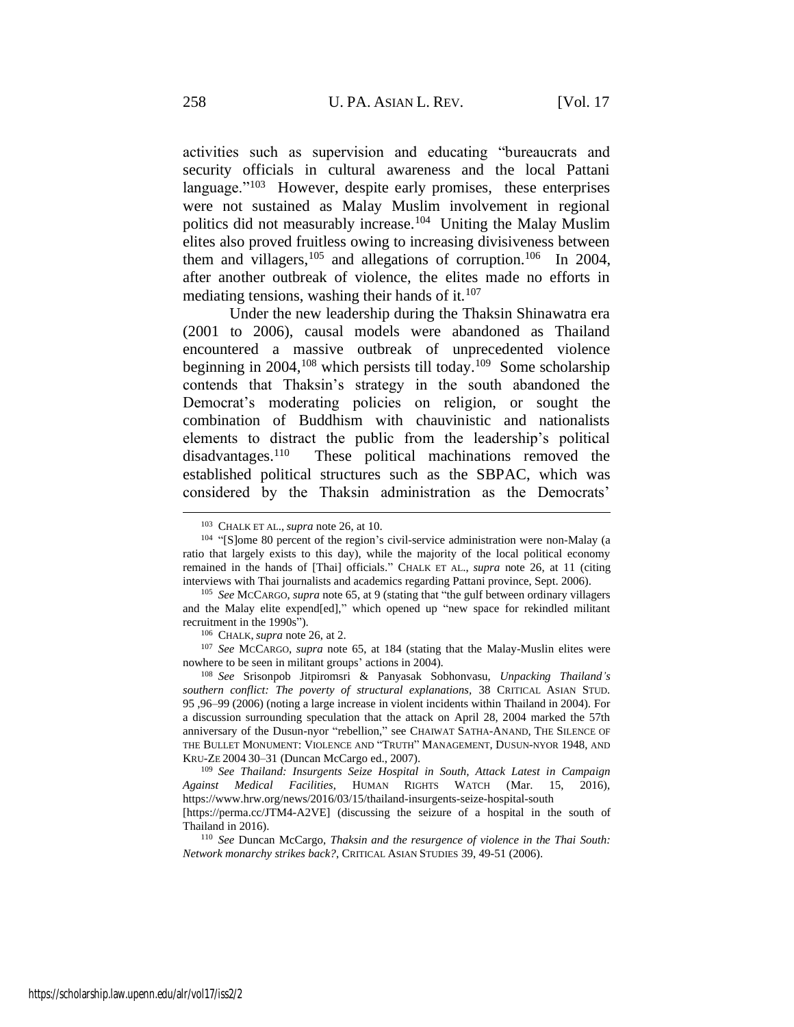activities such as supervision and educating "bureaucrats and security officials in cultural awareness and the local Pattani language."[103] However, despite early promises, these enterprises were not sustained as Malay Muslim involvement in regional politics did not measurably increase.[104] Uniting the Malay Muslim elites also proved fruitless owing to increasing divisiveness between them and villagers,[105] and allegations of corruption.[106] In 2004, after another outbreak of violence, the elites made no efforts in mediating tensions, washing their hands of it.[107]

Under the new leadership during the Thaksin Shinawatra era (2001 to 2006), causal models were abandoned as Thailand encountered a massive outbreak of unprecedented violence beginning in 2004,[108] which persists till today.[109] Some scholarship contends that Thaksin's strategy in the south abandoned the Democrat's moderating policies on religion, or sought the combination of Buddhism with chauvinistic and nationalists elements to distract the public from the leadership's political disadvantages.[110] These political machinations removed the established political structures such as the SBPAC, which was considered by the Thaksin administration as the Democrats'

---

[103] CHALK ET AL., *supra* note 26, at 10.

[104] "[S]ome 80 percent of the region's civil-service administration were non-Malay (a ratio that largely exists to this day), while the majority of the local political economy remained in the hands of [Thai] officials." CHALK ET AL., *supra* note 26, at 11 (citing interviews with Thai journalists and academics regarding Pattani province, Sept. 2006).

[105] *See* MCCARGO, *supra* note 65, at 9 (stating that "the gulf between ordinary villagers and the Malay elite expend[ed]," which opened up "new space for rekindled militant recruitment in the 1990s").

[106] CHALK, *supra* note 26, at 2.

[107] *See* MCCARGO, *supra* note 65, at 184 (stating that the Malay-Muslim elites were nowhere to be seen in militant groups' actions in 2004).

[108] *See* Srisonpob Jitpiromsri & Panyasak Sobhonvasu, *Unpacking Thailand's southern conflict: The poverty of structural explanations*, 38 CRITICAL ASIAN STUD. 95 ,96–99 (2006) (noting a large increase in violent incidents within Thailand in 2004). For a discussion surrounding speculation that the attack on April 28, 2004 marked the 57th anniversary of the Dusun-nyor "rebellion," see CHAIWAT SATHA-ANAND, THE SILENCE OF THE BULLET MONUMENT: VIOLENCE AND "TRUTH" MANAGEMENT, DUSUN-NYOR 1948, AND KRU-ZE 2004 30–31 (Duncan McCargo ed., 2007).

[109] *See Thailand: Insurgents Seize Hospital in South, Attack Latest in Campaign Against Medical Facilities*, HUMAN RIGHTS WATCH (Mar. 15, 2016), https://www.hrw.org/news/2016/03/15/thailand-insurgents-seize-hospital-south [https://perma.cc/JTM4-A2VE] (discussing the seizure of a hospital in the south of Thailand in 2016).

[110] *See* Duncan McCargo, *Thaksin and the resurgence of violence in the Thai South: Network monarchy strikes back?*, CRITICAL ASIAN STUDIES 39, 49-51 (2006).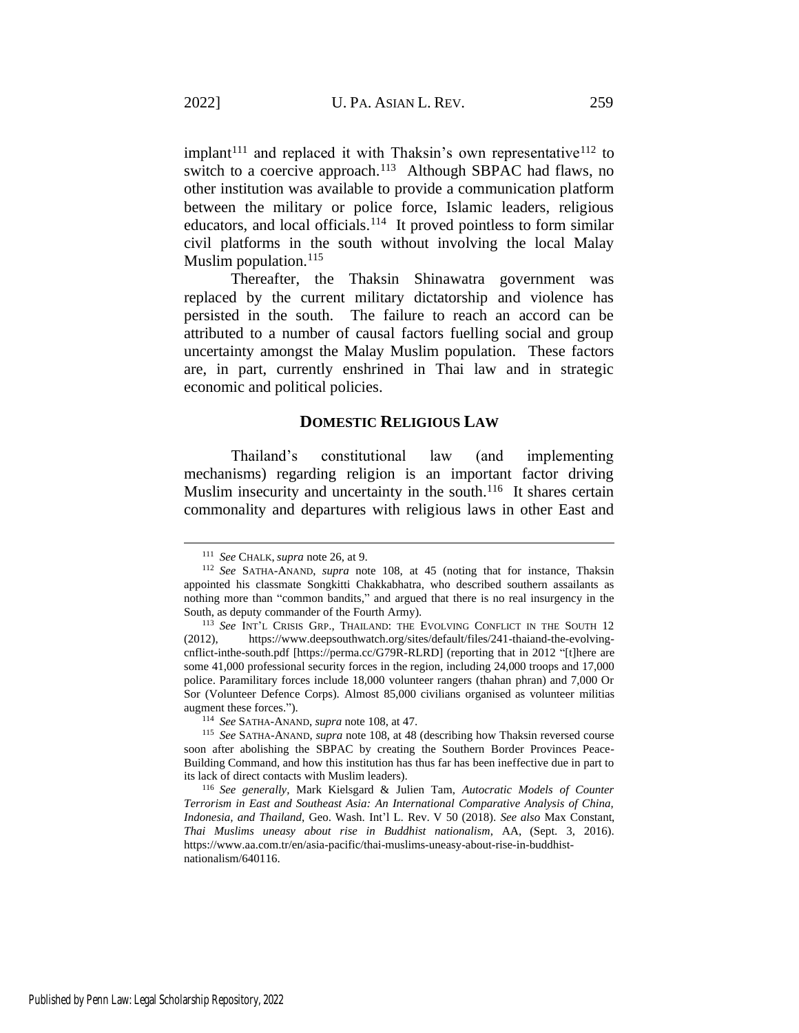implant[111] and replaced it with Thaksin's own representative[112] to switch to a coercive approach.[113] Although SBPAC had flaws, no other institution was available to provide a communication platform between the military or police force, Islamic leaders, religious educators, and local officials.[114] It proved pointless to form similar civil platforms in the south without involving the local Malay Muslim population.[115]

Thereafter, the Thaksin Shinawatra government was replaced by the current military dictatorship and violence has persisted in the south. The failure to reach an accord can be attributed to a number of causal factors fuelling social and group uncertainty amongst the Malay Muslim population. These factors are, in part, currently enshrined in Thai law and in strategic economic and political policies.

## DOMESTIC RELIGIOUS LAW

Thailand's constitutional law (and implementing mechanisms) regarding religion is an important factor driving Muslim insecurity and uncertainty in the south.[116] It shares certain commonality and departures with religious laws in other East and

---

[111] *See* CHALK, *supra* note 26, at 9.

[112] *See* SATHA-ANAND, *supra* note 108, at 45 (noting that for instance, Thaksin appointed his classmate Songkitti Chakkabhatra, who described southern assailants as nothing more than "common bandits," and argued that there is no real insurgency in the South, as deputy commander of the Fourth Army).

[113] *See* INT'L CRISIS GRP., THAILAND: THE EVOLVING CONFLICT IN THE SOUTH 12 (2012), https://www.deepsouthwatch.org/sites/default/files/241-thaiand-the-evolving-cnflict-inthe-south.pdf [https://perma.cc/G79R-RLRD] (reporting that in 2012 "[t]here are some 41,000 professional security forces in the region, including 24,000 troops and 17,000 police. Paramilitary forces include 18,000 volunteer rangers (thahan phran) and 7,000 Or Sor (Volunteer Defence Corps). Almost 85,000 civilians organised as volunteer militias augment these forces.").

[114] *See* SATHA-ANAND, *supra* note 108, at 47.

[115] *See* SATHA-ANAND, *supra* note 108, at 48 (describing how Thaksin reversed course soon after abolishing the SBPAC by creating the Southern Border Provinces Peace-Building Command, and how this institution has thus far has been ineffective due in part to its lack of direct contacts with Muslim leaders).

[116] *See generally,* Mark Kielsgard & Julien Tam, *Autocratic Models of Counter Terrorism in East and Southeast Asia: An International Comparative Analysis of China, Indonesia, and Thailand*, Geo. Wash. Int'l L. Rev. V 50 (2018). *See also* Max Constant, *Thai Muslims uneasy about rise in Buddhist nationalism*, AA, (Sept. 3, 2016). https://www.aa.com.tr/en/asia-pacific/thai-muslims-uneasy-about-rise-in-buddhist-nationalism/640116.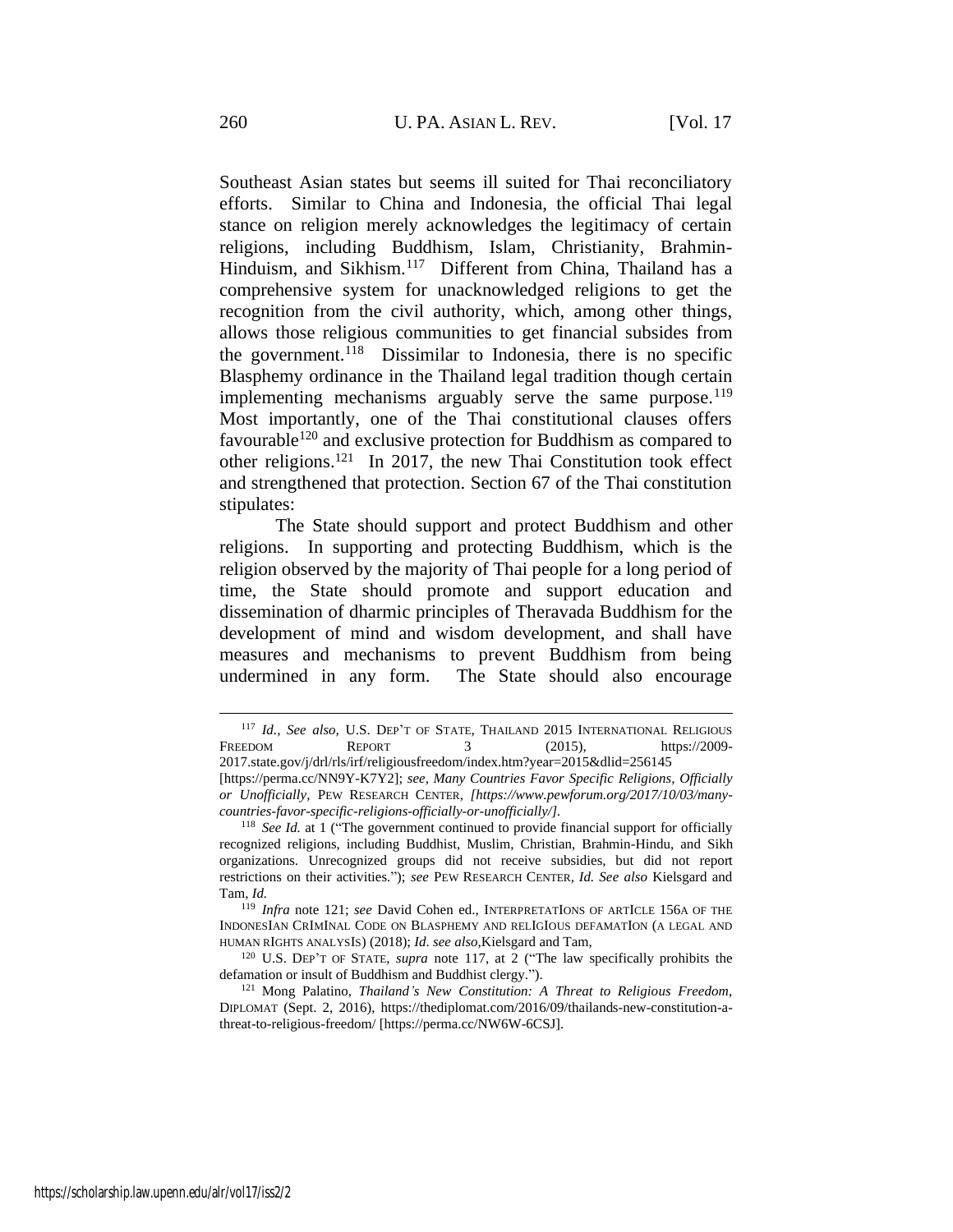Southeast Asian states but seems ill suited for Thai reconciliatory efforts. Similar to China and Indonesia, the official Thai legal stance on religion merely acknowledges the legitimacy of certain religions, including Buddhism, Islam, Christianity, Brahmin-Hinduism, and Sikhism.[117] Different from China, Thailand has a comprehensive system for unacknowledged religions to get the recognition from the civil authority, which, among other things, allows those religious communities to get financial subsides from the government.[118] Dissimilar to Indonesia, there is no specific Blasphemy ordinance in the Thailand legal tradition though certain implementing mechanisms arguably serve the same purpose.[119] Most importantly, one of the Thai constitutional clauses offers favourable[120] and exclusive protection for Buddhism as compared to other religions.[121] In 2017, the new Thai Constitution took effect and strengthened that protection. Section 67 of the Thai constitution stipulates:

The State should support and protect Buddhism and other religions. In supporting and protecting Buddhism, which is the religion observed by the majority of Thai people for a long period of time, the State should promote and support education and dissemination of dharmic principles of Theravada Buddhism for the development of mind and wisdom development, and shall have measures and mechanisms to prevent Buddhism from being undermined in any form. The State should also encourage

---

[117] *Id.*, *See also,* U.S. DEP'T OF STATE, THAILAND 2015 INTERNATIONAL RELIGIOUS FREEDOM REPORT 3 (2015), https://2009-2017.state.gov/j/drl/rls/irf/religiousfreedom/index.htm?year=2015&dlid=256145 [https://perma.cc/NN9Y-K7Y2]; *see*, *Many Countries Favor Specific Religions, Officially or Unofficially*, PEW RESEARCH CENTER, *[https://www.pewforum.org/2017/10/03/many-countries-favor-specific-religions-officially-or-unofficially/].*

[118] *See Id.* at 1 ("The government continued to provide financial support for officially recognized religions, including Buddhist, Muslim, Christian, Brahmin-Hindu, and Sikh organizations. Unrecognized groups did not receive subsidies, but did not report restrictions on their activities."); *see* PEW RESEARCH CENTER, *Id. See also* Kielsgard and Tam, *Id.*

[119] *Infra* note 121; *see* David Cohen ed., INTERPRETATIONS OF ARTICLE 156A OF THE INDONESIAN CRIMINAL CODE ON BLASPHEMY AND RELIGIOUS DEFAMATION (A LEGAL AND HUMAN RIGHTS ANALYSIS) (2018); *Id. see also,*Kielsgard and Tam,

[120] U.S. DEP'T OF STATE, *supra* note 117, at 2 ("The law specifically prohibits the defamation or insult of Buddhism and Buddhist clergy.").

[121] Mong Palatino, *Thailand's New Constitution: A Threat to Religious Freedom*, DIPLOMAT (Sept. 2, 2016), https://thediplomat.com/2016/09/thailands-new-constitution-a-threat-to-religious-freedom/ [https://perma.cc/NW6W-6CSJ].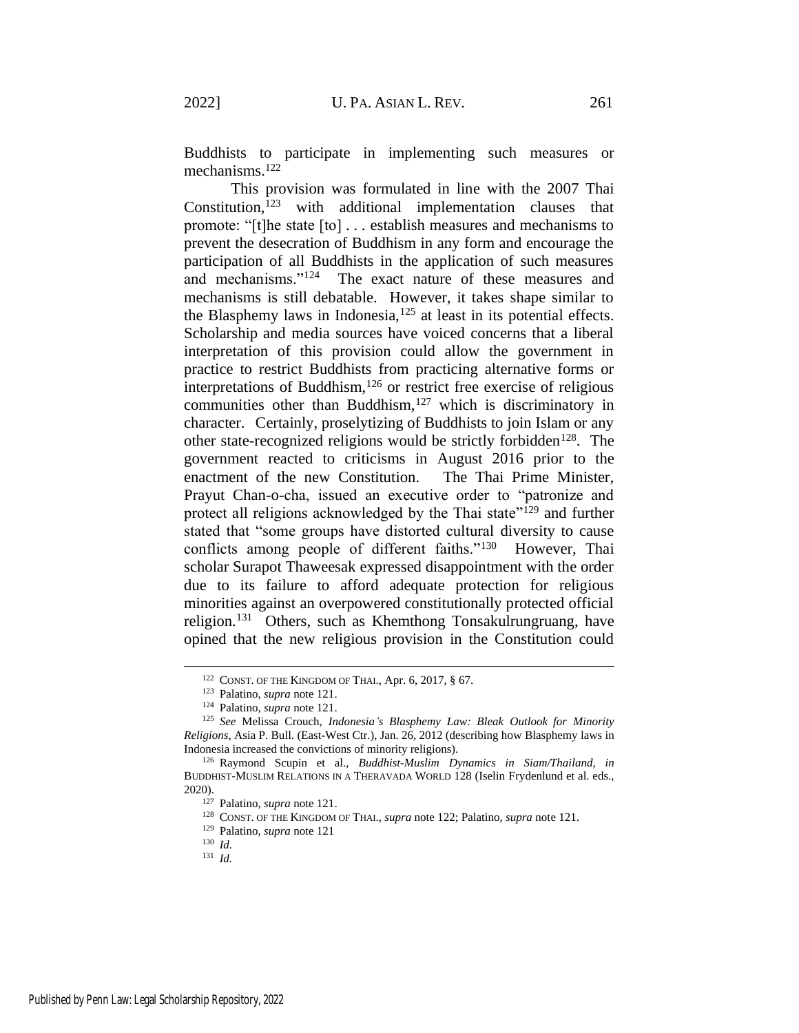Buddhists to participate in implementing such measures or mechanisms.[122]

This provision was formulated in line with the 2007 Thai Constitution,[123] with additional implementation clauses that promote: "[t]he state [to] . . . establish measures and mechanisms to prevent the desecration of Buddhism in any form and encourage the participation of all Buddhists in the application of such measures and mechanisms."[124] The exact nature of these measures and mechanisms is still debatable. However, it takes shape similar to the Blasphemy laws in Indonesia,[125] at least in its potential effects. Scholarship and media sources have voiced concerns that a liberal interpretation of this provision could allow the government in practice to restrict Buddhists from practicing alternative forms or interpretations of Buddhism,[126] or restrict free exercise of religious communities other than Buddhism,[127] which is discriminatory in character. Certainly, proselytizing of Buddhists to join Islam or any other state-recognized religions would be strictly forbidden[128]. The government reacted to criticisms in August 2016 prior to the enactment of the new Constitution. The Thai Prime Minister, Prayut Chan-o-cha, issued an executive order to "patronize and protect all religions acknowledged by the Thai state"[129] and further stated that "some groups have distorted cultural diversity to cause conflicts among people of different faiths."[130] However, Thai scholar Surapot Thaweesak expressed disappointment with the order due to its failure to afford adequate protection for religious minorities against an overpowered constitutionally protected official religion.[131] Others, such as Khemthong Tonsakulrungruang, have opined that the new religious provision in the Constitution could

---

[122] CONST. OF THE KINGDOM OF THAI., Apr. 6, 2017, § 67.

[123] Palatino, *supra* note 121.

[124] Palatino, *supra* note 121.

[125] *See* Melissa Crouch, *Indonesia's Blasphemy Law: Bleak Outlook for Minority Religions*, Asia P. Bull. (East-West Ctr.), Jan. 26, 2012 (describing how Blasphemy laws in Indonesia increased the convictions of minority religions).

[126] Raymond Scupin et al., *Buddhist-Muslim Dynamics in Siam/Thailand*, *in* BUDDHIST-MUSLIM RELATIONS IN A THERAVADA WORLD 128 (Iselin Frydenlund et al. eds., 2020).

[127] Palatino, *supra* note 121.

[128] CONST. OF THE KINGDOM OF THAI., *supra* note 122; Palatino, *supra* note 121.

[129] Palatino, *supra* note 121

[130] *Id.*

[131] *Id.*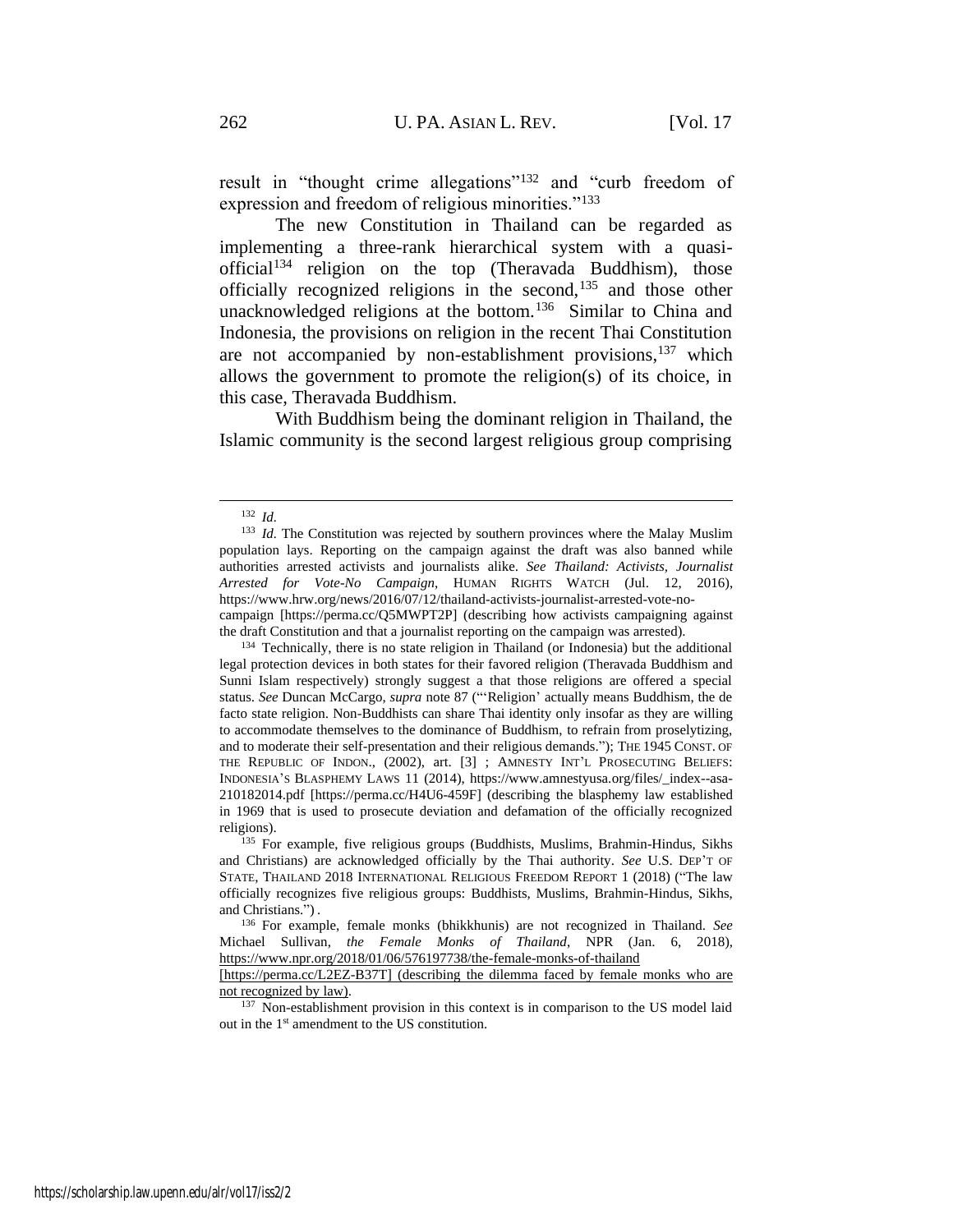result in "thought crime allegations"[132] and "curb freedom of expression and freedom of religious minorities."[133]

The new Constitution in Thailand can be regarded as implementing a three-rank hierarchical system with a quasi-official[134] religion on the top (Theravada Buddhism), those officially recognized religions in the second,[135] and those other unacknowledged religions at the bottom.[136] Similar to China and Indonesia, the provisions on religion in the recent Thai Constitution are not accompanied by non-establishment provisions,[137] which allows the government to promote the religion(s) of its choice, in this case, Theravada Buddhism.

With Buddhism being the dominant religion in Thailand, the Islamic community is the second largest religious group comprising

---

[132] *Id.*

[133] *Id.* The Constitution was rejected by southern provinces where the Malay Muslim population lays. Reporting on the campaign against the draft was also banned while authorities arrested activists and journalists alike. *See Thailand: Activists, Journalist Arrested for Vote-No Campaign*, HUMAN RIGHTS WATCH (Jul. 12, 2016), https://www.hrw.org/news/2016/07/12/thailand-activists-journalist-arrested-vote-no-campaign [https://perma.cc/Q5MWPT2P] (describing how activists campaigning against the draft Constitution and that a journalist reporting on the campaign was arrested).

[134] Technically, there is no state religion in Thailand (or Indonesia) but the additional legal protection devices in both states for their favored religion (Theravada Buddhism and Sunni Islam respectively) strongly suggest a that those religions are offered a special status. *See* Duncan McCargo, *supra* note 87 ("'Religion' actually means Buddhism, the de facto state religion. Non-Buddhists can share Thai identity only insofar as they are willing to accommodate themselves to the dominance of Buddhism, to refrain from proselytizing, and to moderate their self-presentation and their religious demands."); THE 1945 CONST. OF THE REPUBLIC OF INDON., (2002), art. [3] ; AMNESTY INT'L PROSECUTING BELIEFS: INDONESIA'S BLASPHEMY LAWS 11 (2014), https://www.amnestyusa.org/files/_index--asa-210182014.pdf [https://perma.cc/H4U6-459F] (describing the blasphemy law established in 1969 that is used to prosecute deviation and defamation of the officially recognized religions).

[135] For example, five religious groups (Buddhists, Muslims, Brahmin-Hindus, Sikhs and Christians) are acknowledged officially by the Thai authority. *See* U.S. DEP'T OF STATE, THAILAND 2018 INTERNATIONAL RELIGIOUS FREEDOM REPORT 1 (2018) ("The law officially recognizes five religious groups: Buddhists, Muslims, Brahmin-Hindus, Sikhs, and Christians.") .

[136] For example, female monks (bhikkhunis) are not recognized in Thailand. *See* Michael Sullivan, *the Female Monks of Thailand*, NPR (Jan. 6, 2018), https://www.npr.org/2018/01/06/576197738/the-female-monks-of-thailand [https://perma.cc/L2EZ-B37T] (describing the dilemma faced by female monks who are not recognized by law).

[137] Non-establishment provision in this context is in comparison to the US model laid out in the 1st amendment to the US constitution.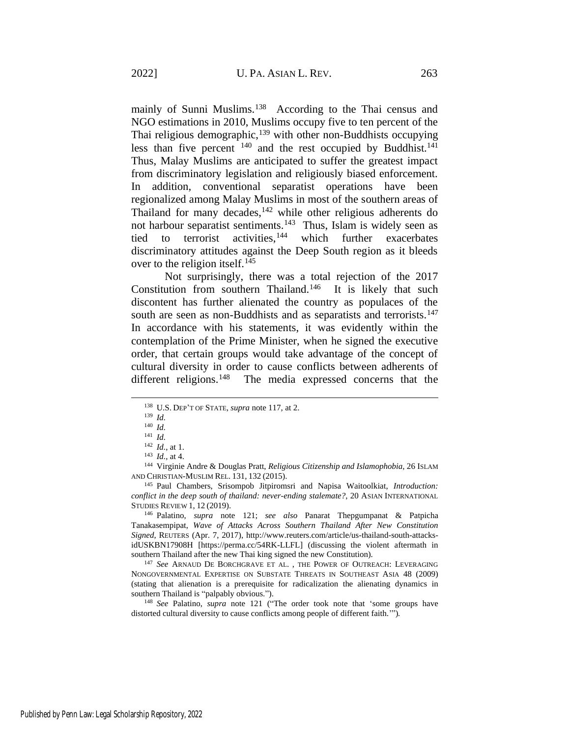mainly of Sunni Muslims.[138] According to the Thai census and NGO estimations in 2010, Muslims occupy five to ten percent of the Thai religious demographic,[139] with other non-Buddhists occupying less than five percent [140] and the rest occupied by Buddhist.[141] Thus, Malay Muslims are anticipated to suffer the greatest impact from discriminatory legislation and religiously biased enforcement. In addition, conventional separatist operations have been regionalized among Malay Muslims in most of the southern areas of Thailand for many decades,[142] while other religious adherents do not harbour separatist sentiments.[143] Thus, Islam is widely seen as tied to terrorist activities,[144] which further exacerbates discriminatory attitudes against the Deep South region as it bleeds over to the religion itself.[145]

Not surprisingly, there was a total rejection of the 2017 Constitution from southern Thailand.[146] It is likely that such discontent has further alienated the country as populaces of the south are seen as non-Buddhists and as separatists and terrorists.[147] In accordance with his statements, it was evidently within the contemplation of the Prime Minister, when he signed the executive order, that certain groups would take advantage of the concept of cultural diversity in order to cause conflicts between adherents of different religions.[148] The media expressed concerns that the

---

[138] U.S. DEP'T OF STATE, *supra* note 117, at 2.

[139] *Id.*

[140] *Id.*

[141] *Id.*

[142] *Id.*, at 1.

[143] *Id.*, at 4.

[144] Virginie Andre & Douglas Pratt, *Religious Citizenship and Islamophobia*, 26 ISLAM AND CHRISTIAN-MUSLIM REL. 131, 132 (2015).

[145] Paul Chambers, Srisompob Jitpiromsri and Napisa Waitoolkiat, *Introduction: conflict in the deep south of thailand: never-ending stalemate?*, 20 ASIAN INTERNATIONAL STUDIES REVIEW 1, 12 (2019).

[146] Palatino, *supra* note 121; *see also* Panarat Thepgumpanat & Patpicha Tanakasempipat, *Wave of Attacks Across Southern Thailand After New Constitution Signed*, REUTERS (Apr. 7, 2017), http://www.reuters.com/article/us-thailand-south-attacks-idUSKBN17908H [https://perma.cc/54RK-LLFL] (discussing the violent aftermath in southern Thailand after the new Thai king signed the new Constitution).

[147] *See* ARNAUD DE BORCHGRAVE ET AL. , THE POWER OF OUTREACH: LEVERAGING NONGOVERNMENTAL EXPERTISE ON SUBSTATE THREATS IN SOUTHEAST ASIA 48 (2009) (stating that alienation is a prerequisite for radicalization the alienating dynamics in southern Thailand is "palpably obvious.").

[148] *See* Palatino, *supra* note 121 ("The order took note that 'some groups have distorted cultural diversity to cause conflicts among people of different faith.'").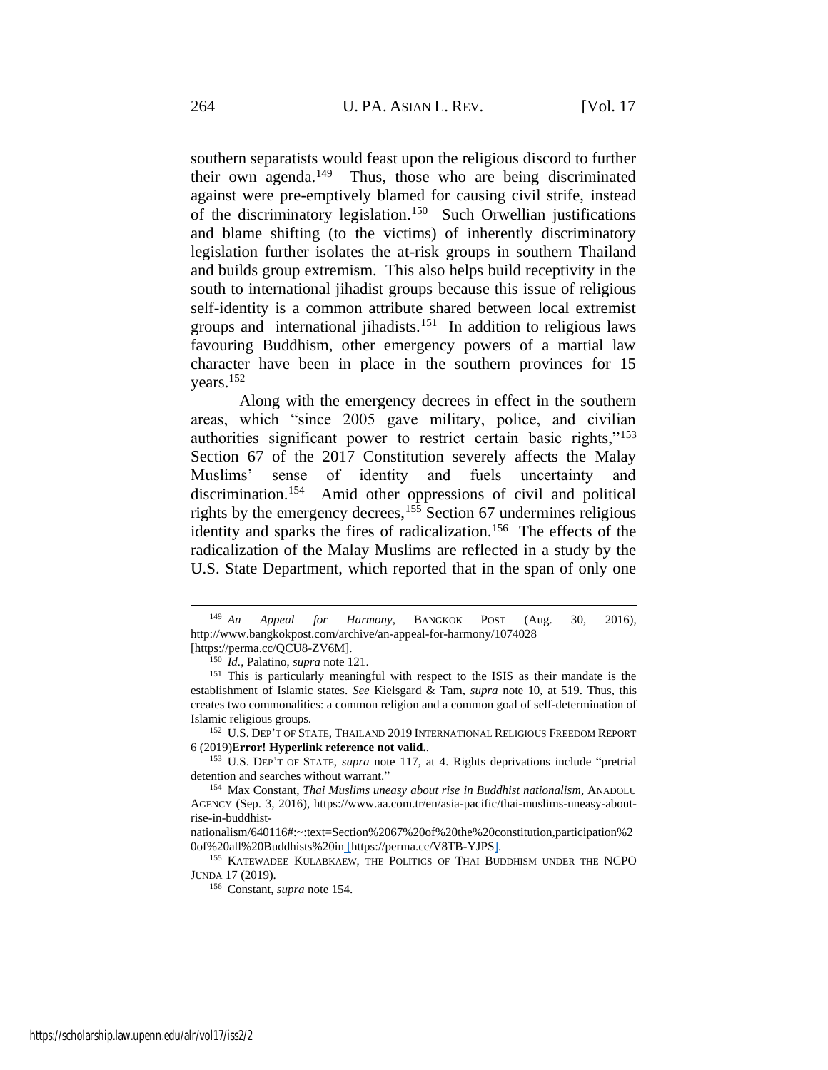southern separatists would feast upon the religious discord to further their own agenda.[149] Thus, those who are being discriminated against were pre-emptively blamed for causing civil strife, instead of the discriminatory legislation.[150] Such Orwellian justifications and blame shifting (to the victims) of inherently discriminatory legislation further isolates the at-risk groups in southern Thailand and builds group extremism. This also helps build receptivity in the south to international jihadist groups because this issue of religious self-identity is a common attribute shared between local extremist groups and international jihadists.[151] In addition to religious laws favouring Buddhism, other emergency powers of a martial law character have been in place in the southern provinces for 15 years.[152]

Along with the emergency decrees in effect in the southern areas, which "since 2005 gave military, police, and civilian authorities significant power to restrict certain basic rights,"[153] Section 67 of the 2017 Constitution severely affects the Malay Muslims' sense of identity and fuels uncertainty and discrimination.[154] Amid other oppressions of civil and political rights by the emergency decrees,[155] Section 67 undermines religious identity and sparks the fires of radicalization.[156] The effects of the radicalization of the Malay Muslims are reflected in a study by the U.S. State Department, which reported that in the span of only one

---

[149] *An Appeal for Harmony*, BANGKOK POST (Aug. 30, 2016), http://www.bangkokpost.com/archive/an-appeal-for-harmony/1074028 [https://perma.cc/QCU8-ZV6M].

[150] *Id.*, Palatino, *supra* note 121.

[151] This is particularly meaningful with respect to the ISIS as their mandate is the establishment of Islamic states. *See* Kielsgard & Tam, *supra* note 10, at 519. Thus, this creates two commonalities: a common religion and a common goal of self-determination of Islamic religious groups.

[152] U.S. DEP'T OF STATE, THAILAND 2019 INTERNATIONAL RELIGIOUS FREEDOM REPORT 6 (2019)E**rror! Hyperlink reference not valid.**.

[153] U.S. DEP'T OF STATE, *supra* note 117, at 4. Rights deprivations include "pretrial detention and searches without warrant."

[154] Max Constant, *Thai Muslims uneasy about rise in Buddhist nationalism*, ANADOLU AGENCY (Sep. 3, 2016), https://www.aa.com.tr/en/asia-pacific/thai-muslims-uneasy-about-rise-in-buddhist-nationalism/640116#:~:text=Section%2067%20of%20the%20constitution,participation%20of%20all%20Buddhists%20in [https://perma.cc/V8TB-YJPS].

[155] KATEWADEE KULABKAEW, THE POLITICS OF THAI BUDDHISM UNDER THE NCPO JUNDA 17 (2019).

[156] Constant, *supra* note 154.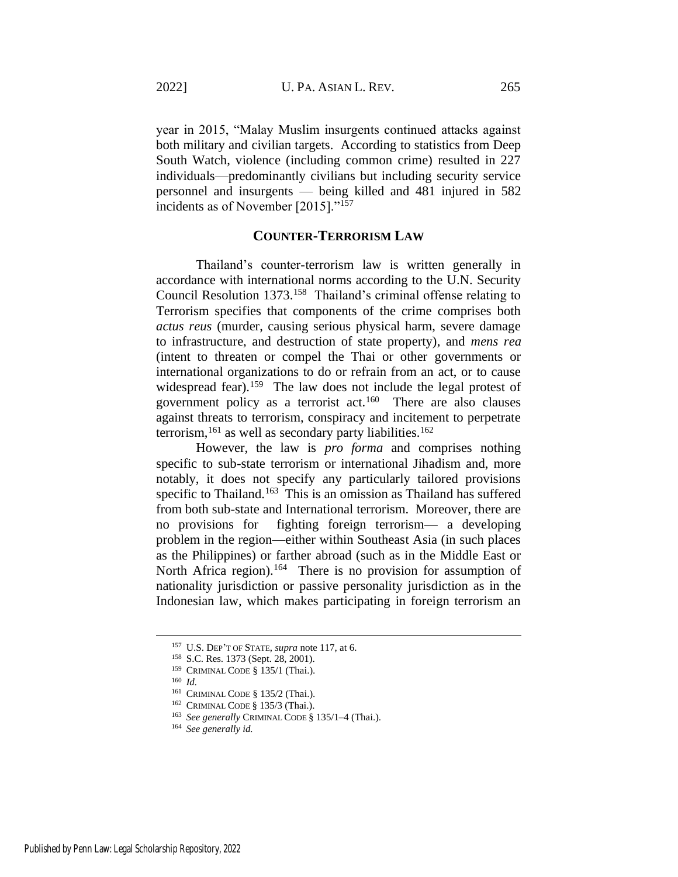year in 2015, "Malay Muslim insurgents continued attacks against both military and civilian targets. According to statistics from Deep South Watch, violence (including common crime) resulted in 227 individuals—predominantly civilians but including security service personnel and insurgents — being killed and 481 injured in 582 incidents as of November [2015]."[157]

## COUNTER-TERRORISM LAW

Thailand's counter-terrorism law is written generally in accordance with international norms according to the U.N. Security Council Resolution 1373.[158] Thailand's criminal offense relating to Terrorism specifies that components of the crime comprises both *actus reus* (murder, causing serious physical harm, severe damage to infrastructure, and destruction of state property), and *mens rea* (intent to threaten or compel the Thai or other governments or international organizations to do or refrain from an act, or to cause widespread fear).[159] The law does not include the legal protest of government policy as a terrorist act.[160] There are also clauses against threats to terrorism, conspiracy and incitement to perpetrate terrorism,[161] as well as secondary party liabilities.[162]

However, the law is *pro forma* and comprises nothing specific to sub-state terrorism or international Jihadism and, more notably, it does not specify any particularly tailored provisions specific to Thailand.[163] This is an omission as Thailand has suffered from both sub-state and International terrorism. Moreover, there are no provisions for fighting foreign terrorism— a developing problem in the region—either within Southeast Asia (in such places as the Philippines) or farther abroad (such as in the Middle East or North Africa region).[164] There is no provision for assumption of nationality jurisdiction or passive personality jurisdiction as in the Indonesian law, which makes participating in foreign terrorism an

---

[157] U.S. DEP'T OF STATE, *supra* note 117, at 6.

[158] S.C. Res. 1373 (Sept. 28, 2001).

[159] CRIMINAL CODE § 135/1 (Thai.).

[160] *Id.*

[161] CRIMINAL CODE § 135/2 (Thai.).

[162] CRIMINAL CODE § 135/3 (Thai.).

[163] *See generally* CRIMINAL CODE § 135/1–4 (Thai.).

[164] *See generally id.*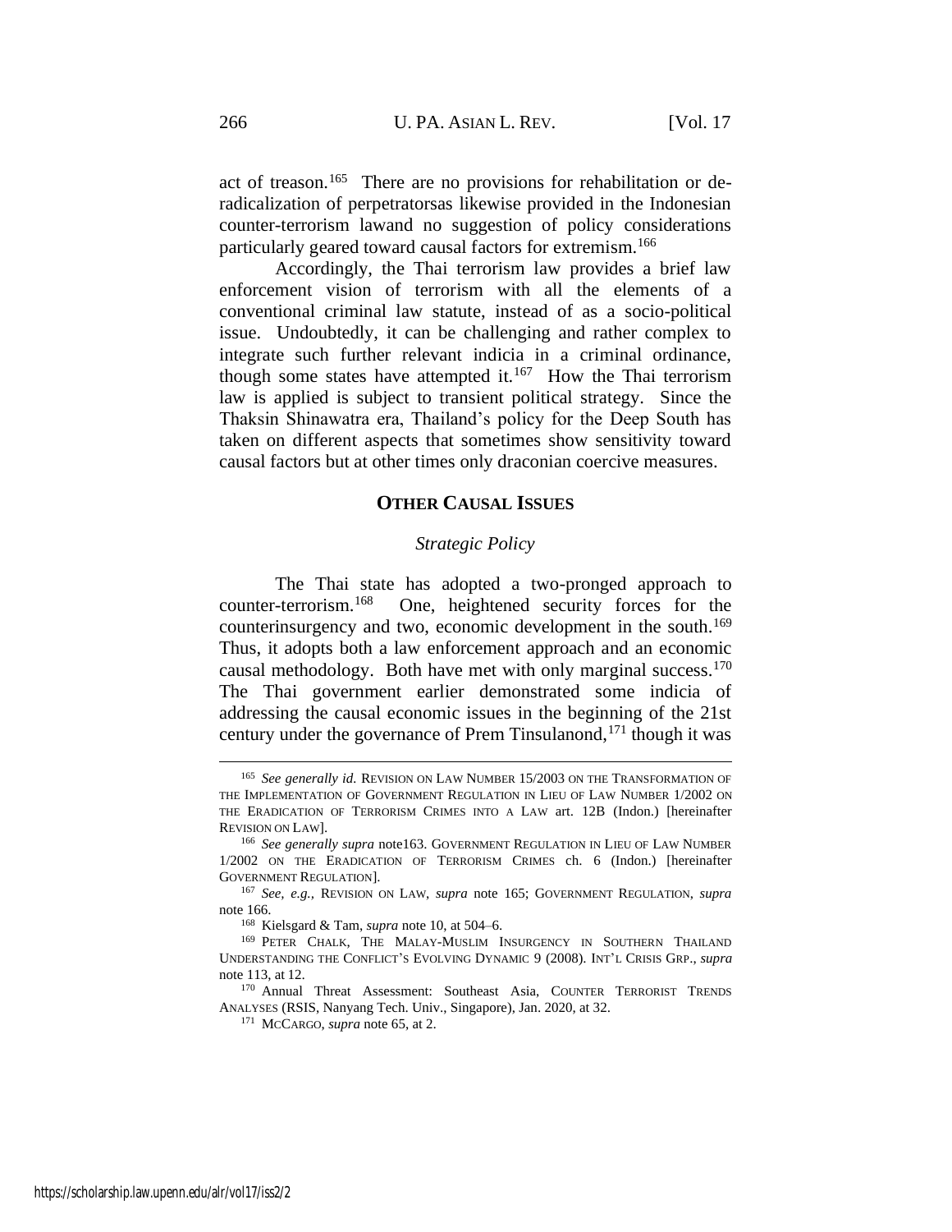act of treason.[165] There are no provisions for rehabilitation or de-radicalization of perpetratorsas likewise provided in the Indonesian counter-terrorism lawand no suggestion of policy considerations particularly geared toward causal factors for extremism.[166]

Accordingly, the Thai terrorism law provides a brief law enforcement vision of terrorism with all the elements of a conventional criminal law statute, instead of as a socio-political issue. Undoubtedly, it can be challenging and rather complex to integrate such further relevant indicia in a criminal ordinance, though some states have attempted it.[167] How the Thai terrorism law is applied is subject to transient political strategy. Since the Thaksin Shinawatra era, Thailand's policy for the Deep South has taken on different aspects that sometimes show sensitivity toward causal factors but at other times only draconian coercive measures.

## OTHER CAUSAL ISSUES

### *Strategic Policy*

The Thai state has adopted a two-pronged approach to counter-terrorism.[168] One, heightened security forces for the counterinsurgency and two, economic development in the south.[169] Thus, it adopts both a law enforcement approach and an economic causal methodology. Both have met with only marginal success.[170] The Thai government earlier demonstrated some indicia of addressing the causal economic issues in the beginning of the 21st century under the governance of Prem Tinsulanond,[171] though it was

---

[165] *See generally id.* REVISION ON LAW NUMBER 15/2003 ON THE TRANSFORMATION OF THE IMPLEMENTATION OF GOVERNMENT REGULATION IN LIEU OF LAW NUMBER 1/2002 ON THE ERADICATION OF TERRORISM CRIMES INTO A LAW art. 12B (Indon.) [hereinafter REVISION ON LAW].

[166] *See generally supra* note163. GOVERNMENT REGULATION IN LIEU OF LAW NUMBER 1/2002 ON THE ERADICATION OF TERRORISM CRIMES ch. 6 (Indon.) [hereinafter GOVERNMENT REGULATION].

[167] *See, e.g.,* REVISION ON LAW, *supra* note 165; GOVERNMENT REGULATION, *supra* note 166.

[168] Kielsgard & Tam, *supra* note 10, at 504–6.

[169] PETER CHALK, THE MALAY-MUSLIM INSURGENCY IN SOUTHERN THAILAND UNDERSTANDING THE CONFLICT'S EVOLVING DYNAMIC 9 (2008). INT'L CRISIS GRP., *supra* note 113, at 12.

[170] Annual Threat Assessment: Southeast Asia, COUNTER TERRORIST TRENDS ANALYSES (RSIS, Nanyang Tech. Univ., Singapore), Jan. 2020, at 32.

[171] MCCARGO, *supra* note 65, at 2.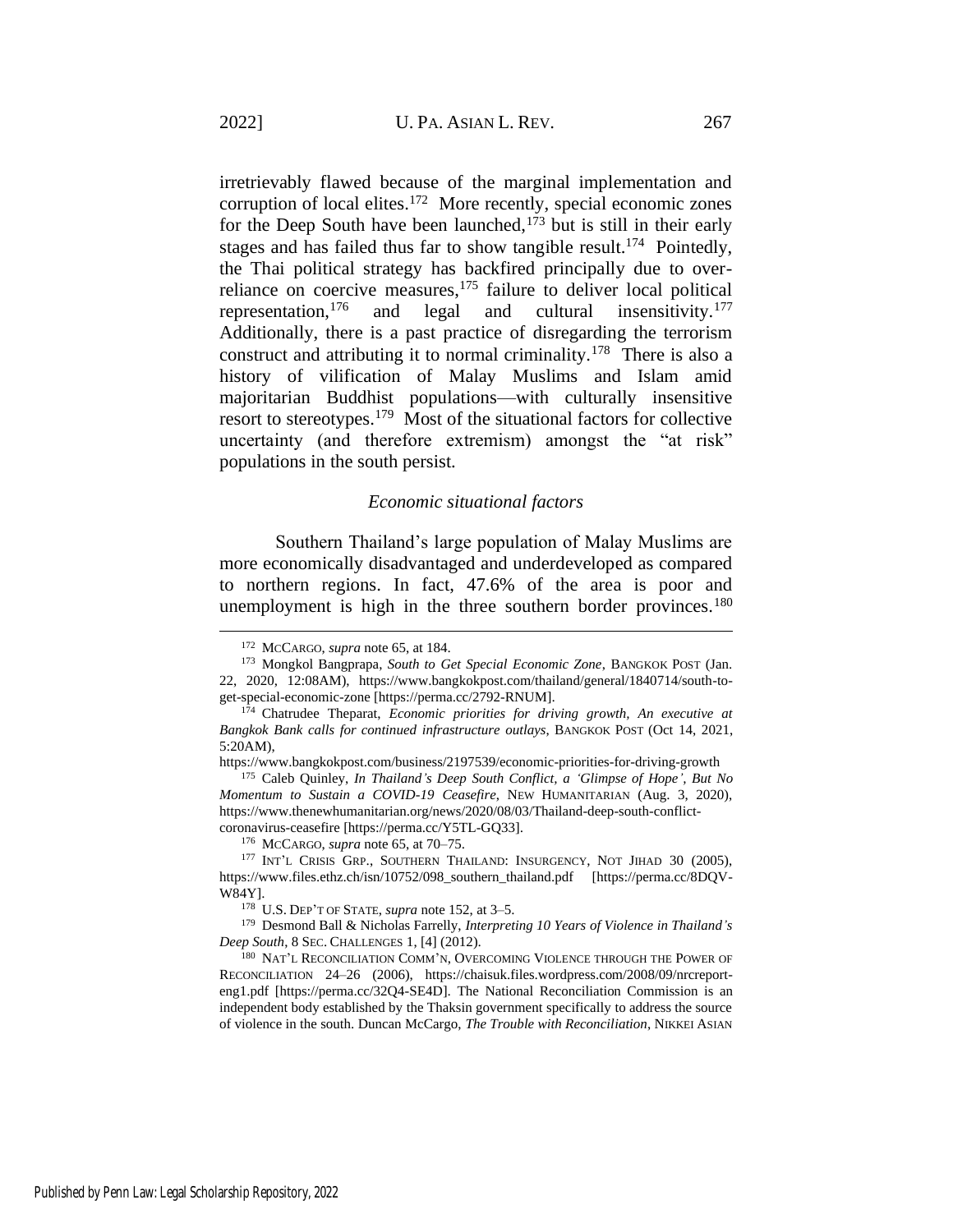irretrievably flawed because of the marginal implementation and corruption of local elites.[172] More recently, special economic zones for the Deep South have been launched,[173] but is still in their early stages and has failed thus far to show tangible result.[174] Pointedly, the Thai political strategy has backfired principally due to over-reliance on coercive measures,[175] failure to deliver local political representation,[176] and legal and cultural insensitivity.[177] Additionally, there is a past practice of disregarding the terrorism construct and attributing it to normal criminality.[178] There is also a history of vilification of Malay Muslims and Islam amid majoritarian Buddhist populations—with culturally insensitive resort to stereotypes.[179] Most of the situational factors for collective uncertainty (and therefore extremism) amongst the "at risk" populations in the south persist.

*Economic situational factors*

Southern Thailand's large population of Malay Muslims are more economically disadvantaged and underdeveloped as compared to northern regions. In fact, 47.6% of the area is poor and unemployment is high in the three southern border provinces.[180]

---

[172] MCCARGO, *supra* note 65, at 184.

[173] Mongkol Bangprapa, *South to Get Special Economic Zone*, BANGKOK POST (Jan. 22, 2020, 12:08AM), https://www.bangkokpost.com/thailand/general/1840714/south-to-get-special-economic-zone [https://perma.cc/2792-RNUM].

[174] Chatrudee Theparat, *Economic priorities for driving growth, An executive at Bangkok Bank calls for continued infrastructure outlays*, BANGKOK POST (Oct 14, 2021, 5:20AM), https://www.bangkokpost.com/business/2197539/economic-priorities-for-driving-growth

[175] Caleb Quinley, *In Thailand's Deep South Conflict, a 'Glimpse of Hope', But No Momentum to Sustain a COVID-19 Ceasefire*, NEW HUMANITARIAN (Aug. 3, 2020), https://www.thenewhumanitarian.org/news/2020/08/03/Thailand-deep-south-conflict-coronavirus-ceasefire [https://perma.cc/Y5TL-GQ33].

[176] MCCARGO, *supra* note 65, at 70–75.

[177] INT'L CRISIS GRP., SOUTHERN THAILAND: INSURGENCY, NOT JIHAD 30 (2005), https://www.files.ethz.ch/isn/10752/098_southern_thailand.pdf [https://perma.cc/8DQV-W84Y].

[178] U.S. DEP'T OF STATE, *supra* note 152, at 3–5.

[179] Desmond Ball & Nicholas Farrelly, *Interpreting 10 Years of Violence in Thailand's Deep South*, 8 SEC. CHALLENGES 1, [4] (2012).

[180] NAT'L RECONCILIATION COMM'N, OVERCOMING VIOLENCE THROUGH THE POWER OF RECONCILIATION 24–26 (2006), https://chaisuk.files.wordpress.com/2008/09/nrcreport-eng1.pdf [https://perma.cc/32Q4-SE4D]. The National Reconciliation Commission is an independent body established by the Thaksin government specifically to address the source of violence in the south. Duncan McCargo, *The Trouble with Reconciliation*, NIKKEI ASIAN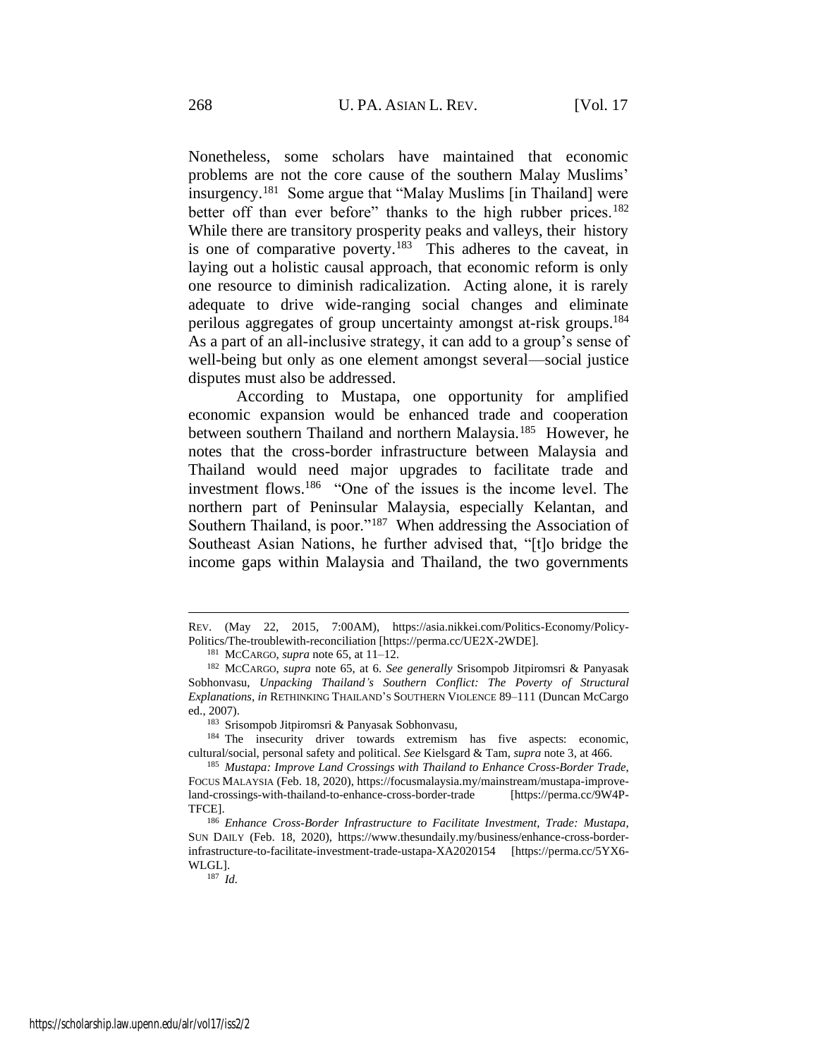Nonetheless, some scholars have maintained that economic problems are not the core cause of the southern Malay Muslims' insurgency.[181] Some argue that "Malay Muslims [in Thailand] were better off than ever before" thanks to the high rubber prices.[182] While there are transitory prosperity peaks and valleys, their history is one of comparative poverty.[183] This adheres to the caveat, in laying out a holistic causal approach, that economic reform is only one resource to diminish radicalization. Acting alone, it is rarely adequate to drive wide-ranging social changes and eliminate perilous aggregates of group uncertainty amongst at-risk groups.[184] As a part of an all-inclusive strategy, it can add to a group's sense of well-being but only as one element amongst several—social justice disputes must also be addressed.

According to Mustapa, one opportunity for amplified economic expansion would be enhanced trade and cooperation between southern Thailand and northern Malaysia.[185] However, he notes that the cross-border infrastructure between Malaysia and Thailand would need major upgrades to facilitate trade and investment flows.[186] "One of the issues is the income level. The northern part of Peninsular Malaysia, especially Kelantan, and Southern Thailand, is poor."[187] When addressing the Association of Southeast Asian Nations, he further advised that, "[t]o bridge the income gaps within Malaysia and Thailand, the two governments

---

REV. (May 22, 2015, 7:00AM), https://asia.nikkei.com/Politics-Economy/Policy-Politics/The-troublewith-reconciliation [https://perma.cc/UE2X-2WDE].

[181] MCCARGO, *supra* note 65, at 11–12.

[182] MCCARGO, *supra* note 65, at 6. *See generally* Srisompob Jitpiromsri & Panyasak Sobhonvasu, *Unpacking Thailand's Southern Conflict: The Poverty of Structural Explanations*, *in* RETHINKING THAILAND'S SOUTHERN VIOLENCE 89–111 (Duncan McCargo ed., 2007).

[183] Srisompob Jitpiromsri & Panyasak Sobhonvasu,

[184] The insecurity driver towards extremism has five aspects: economic, cultural/social, personal safety and political. *See* Kielsgard & Tam, *supra* note 3, at 466.

[185] *Mustapa: Improve Land Crossings with Thailand to Enhance Cross-Border Trade*, FOCUS MALAYSIA (Feb. 18, 2020), https://focusmalaysia.my/mainstream/mustapa-improve-land-crossings-with-thailand-to-enhance-cross-border-trade [https://perma.cc/9W4P-TFCE].

[186] *Enhance Cross-Border Infrastructure to Facilitate Investment, Trade: Mustapa*, SUN DAILY (Feb. 18, 2020), https://www.thesundaily.my/business/enhance-cross-border-infrastructure-to-facilitate-investment-trade-ustapa-XA2020154 [https://perma.cc/5YX6-WLGL].

[187] *Id.*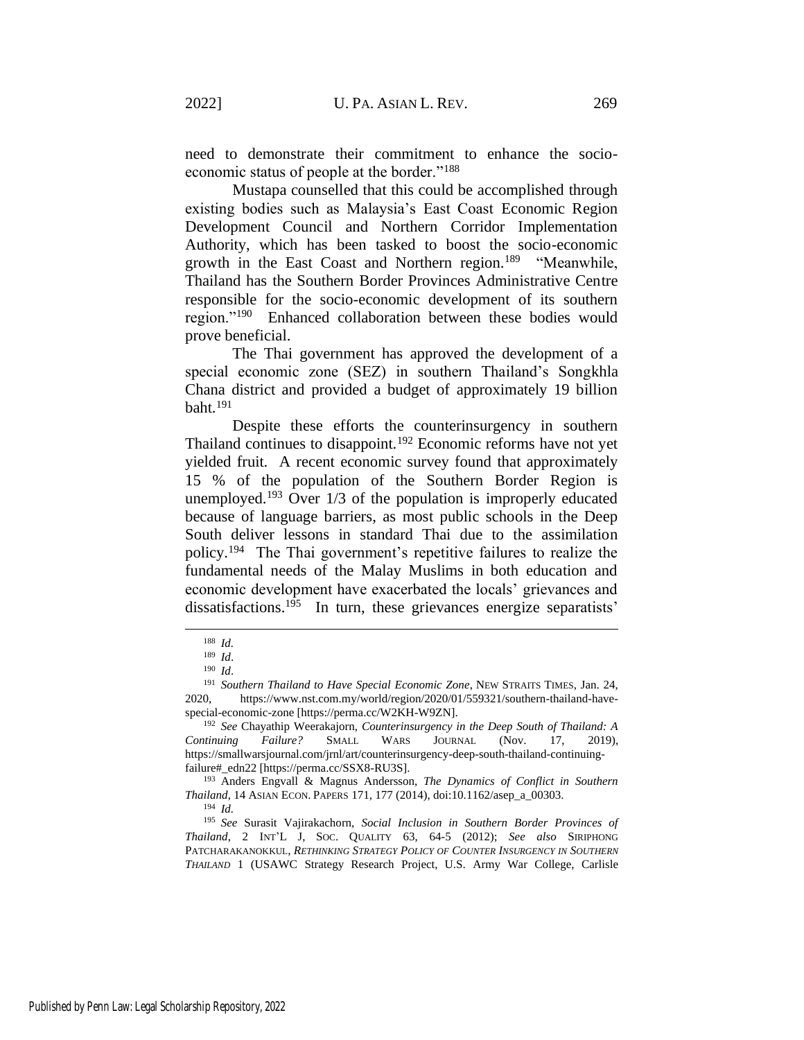need to demonstrate their commitment to enhance the socio-economic status of people at the border."[188]

Mustapa counselled that this could be accomplished through existing bodies such as Malaysia's East Coast Economic Region Development Council and Northern Corridor Implementation Authority, which has been tasked to boost the socio-economic growth in the East Coast and Northern region.[189] "Meanwhile, Thailand has the Southern Border Provinces Administrative Centre responsible for the socio-economic development of its southern region."[190] Enhanced collaboration between these bodies would prove beneficial.

The Thai government has approved the development of a special economic zone (SEZ) in southern Thailand's Songkhla Chana district and provided a budget of approximately 19 billion baht.[191]

Despite these efforts the counterinsurgency in southern Thailand continues to disappoint.[192] Economic reforms have not yet yielded fruit. A recent economic survey found that approximately 15 % of the population of the Southern Border Region is unemployed.[193] Over 1/3 of the population is improperly educated because of language barriers, as most public schools in the Deep South deliver lessons in standard Thai due to the assimilation policy.[194] The Thai government's repetitive failures to realize the fundamental needs of the Malay Muslims in both education and economic development have exacerbated the locals' grievances and dissatisfactions.[195] In turn, these grievances energize separatists'

---

[188] *Id.*

[189] *Id*.

[190] *Id*.

[191] *Southern Thailand to Have Special Economic Zone*, NEW STRAITS TIMES, Jan. 24, 2020, https://www.nst.com.my/world/region/2020/01/559321/southern-thailand-have-special-economic-zone [https://perma.cc/W2KH-W9ZN].

[192] *See* Chayathip Weerakajorn, *Counterinsurgency in the Deep South of Thailand: A Continuing Failure?* SMALL WARS JOURNAL (Nov. 17, 2019), https://smallwarsjournal.com/jrnl/art/counterinsurgency-deep-south-thailand-continuing-failure#_edn22 [https://perma.cc/SSX8-RU3S].

[193] Anders Engvall & Magnus Andersson, *The Dynamics of Conflict in Southern Thailand*, 14 ASIAN ECON. PAPERS 171, 177 (2014), doi:10.1162/asep_a_00303.

[194] *Id.*

[195] *See* Surasit Vajirakachorn, *Social Inclusion in Southern Border Provinces of Thailand*, 2 INT'L J, SOC. QUALITY 63, 64-5 (2012); *See also* SIRIPHONG PATCHARAKANOKKUL, *RETHINKING STRATEGY POLICY OF COUNTER INSURGENCY IN SOUTHERN THAILAND* 1 (USAWC Strategy Research Project, U.S. Army War College, Carlisle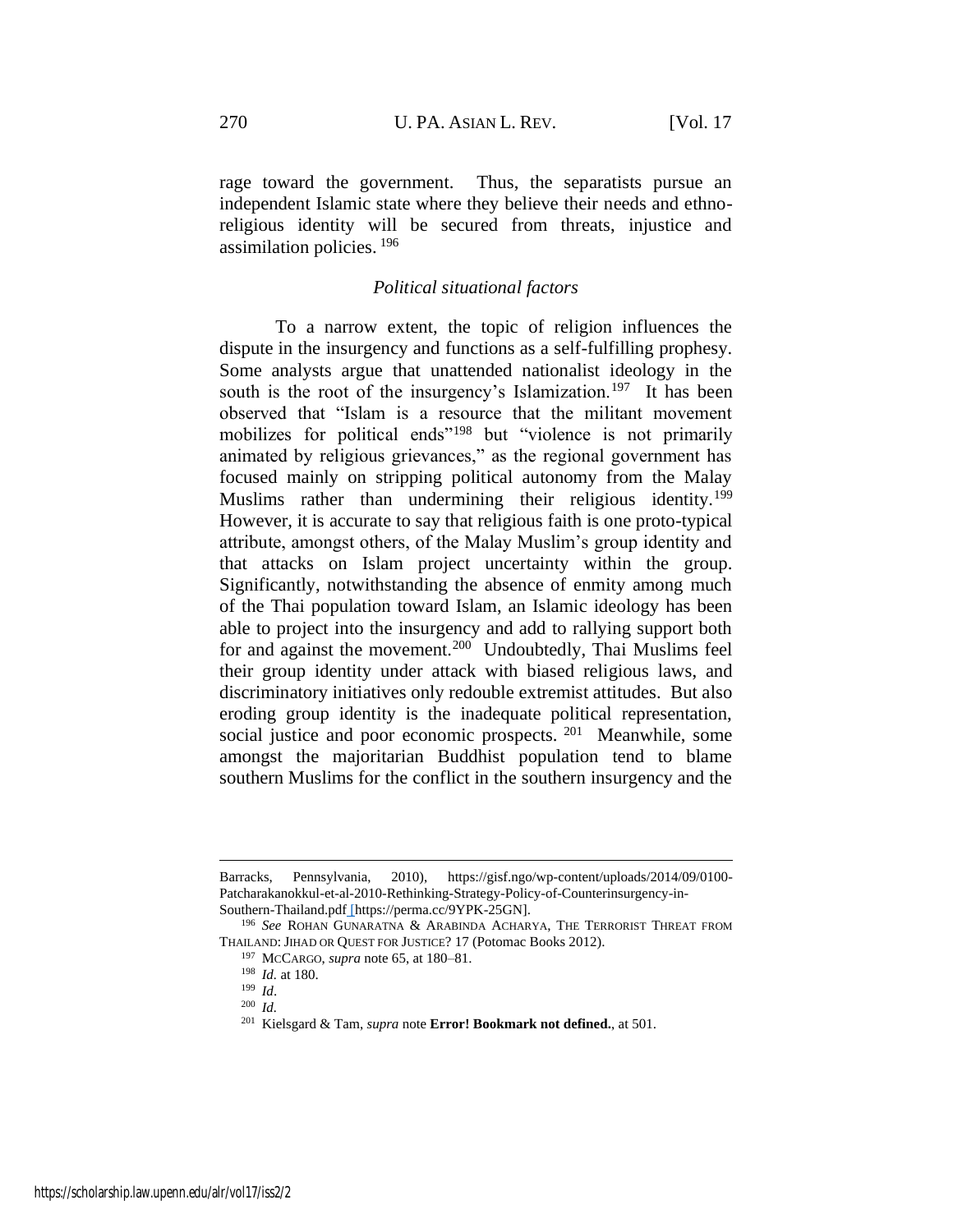rage toward the government. Thus, the separatists pursue an independent Islamic state where they believe their needs and ethno-religious identity will be secured from threats, injustice and assimilation policies. [196]

*Political situational factors*

To a narrow extent, the topic of religion influences the dispute in the insurgency and functions as a self-fulfilling prophesy. Some analysts argue that unattended nationalist ideology in the south is the root of the insurgency's Islamization.[197] It has been observed that "Islam is a resource that the militant movement mobilizes for political ends"[198] but "violence is not primarily animated by religious grievances," as the regional government has focused mainly on stripping political autonomy from the Malay Muslims rather than undermining their religious identity.[199] However, it is accurate to say that religious faith is one proto-typical attribute, amongst others, of the Malay Muslim's group identity and that attacks on Islam project uncertainty within the group. Significantly, notwithstanding the absence of enmity among much of the Thai population toward Islam, an Islamic ideology has been able to project into the insurgency and add to rallying support both for and against the movement.[200] Undoubtedly, Thai Muslims feel their group identity under attack with biased religious laws, and discriminatory initiatives only redouble extremist attitudes. But also eroding group identity is the inadequate political representation, social justice and poor economic prospects. [201] Meanwhile, some amongst the majoritarian Buddhist population tend to blame southern Muslims for the conflict in the southern insurgency and the

---

Barracks, Pennsylvania, 2010), https://gisf.ngo/wp-content/uploads/2014/09/0100-Patcharakanokkul-et-al-2010-Rethinking-Strategy-Policy-of-Counterinsurgency-in-Southern-Thailand.pdf [https://perma.cc/9YPK-25GN].

[196] *See* ROHAN GUNARATNA & ARABINDA ACHARYA, THE TERRORIST THREAT FROM THAILAND: JIHAD OR QUEST FOR JUSTICE? 17 (Potomac Books 2012).

[197] MCCARGO, *supra* note 65, at 180–81.

[198] *Id.* at 180.

[199] *Id*.

[200] *Id*.

[201] Kielsgard & Tam, *supra* note **Error! Bookmark not defined.**, at 501.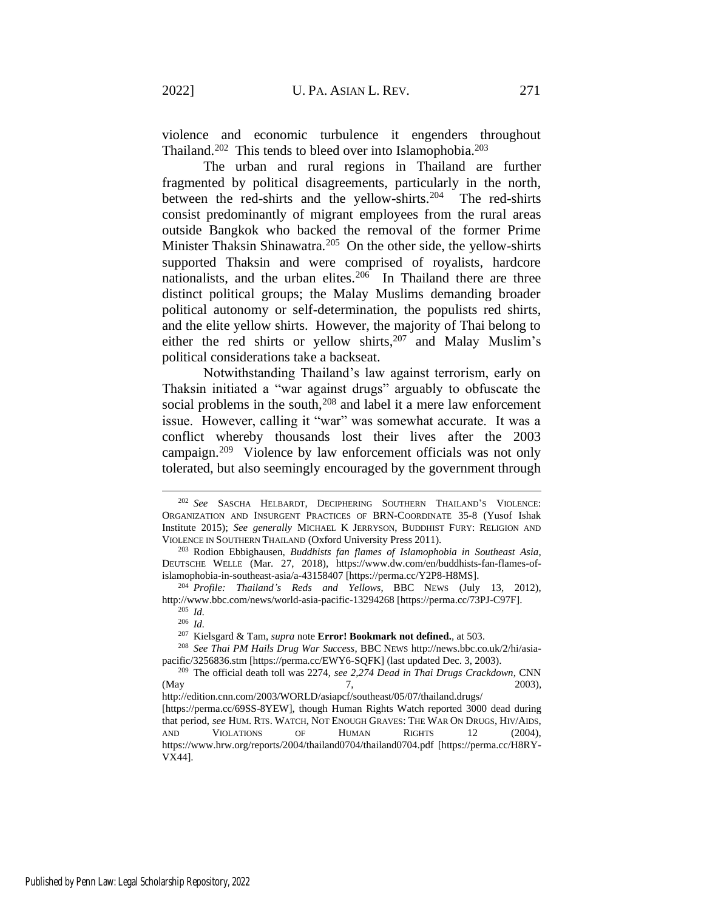violence and economic turbulence it engenders throughout Thailand.[202] This tends to bleed over into Islamophobia.[203]

The urban and rural regions in Thailand are further fragmented by political disagreements, particularly in the north, between the red-shirts and the yellow-shirts.[204] The red-shirts consist predominantly of migrant employees from the rural areas outside Bangkok who backed the removal of the former Prime Minister Thaksin Shinawatra.[205] On the other side, the yellow-shirts supported Thaksin and were comprised of royalists, hardcore nationalists, and the urban elites.[206] In Thailand there are three distinct political groups; the Malay Muslims demanding broader political autonomy or self-determination, the populists red shirts, and the elite yellow shirts. However, the majority of Thai belong to either the red shirts or yellow shirts,[207] and Malay Muslim's political considerations take a backseat.

Notwithstanding Thailand's law against terrorism, early on Thaksin initiated a "war against drugs" arguably to obfuscate the social problems in the south,[208] and label it a mere law enforcement issue. However, calling it "war" was somewhat accurate. It was a conflict whereby thousands lost their lives after the 2003 campaign.[209] Violence by law enforcement officials was not only tolerated, but also seemingly encouraged by the government through

---

[202] *See* SASCHA HELBARDT, DECIPHERING SOUTHERN THAILAND'S VIOLENCE: ORGANIZATION AND INSURGENT PRACTICES OF BRN-COORDINATE 35-8 (Yusof Ishak Institute 2015); *See generally* MICHAEL K JERRYSON, BUDDHIST FURY: RELIGION AND VIOLENCE IN SOUTHERN THAILAND (Oxford University Press 2011).

[203] Rodion Ebbighausen, *Buddhists fan flames of Islamophobia in Southeast Asia*, DEUTSCHE WELLE (Mar. 27, 2018), https://www.dw.com/en/buddhists-fan-flames-of-islamophobia-in-southeast-asia/a-43158407 [https://perma.cc/Y2P8-H8MS].

[204] *Profile: Thailand's Reds and Yellows*, BBC NEWS (July 13, 2012), http://www.bbc.com/news/world-asia-pacific-13294268 [https://perma.cc/73PJ-C97F].

[205] *Id.*

[206] *Id.*

[207] Kielsgard & Tam, *supra* note **Error! Bookmark not defined.**, at 503.

[208] *See Thai PM Hails Drug War Success*, BBC NEWS http://news.bbc.co.uk/2/hi/asia-pacific/3256836.stm [https://perma.cc/EWY6-SQFK] (last updated Dec. 3, 2003).

[209] The official death toll was 2274, *see 2,274 Dead in Thai Drugs Crackdown*, CNN (May 7, 2003), http://edition.cnn.com/2003/WORLD/asiapcf/southeast/05/07/thailand.drugs/ [https://perma.cc/69SS-8YEW], though Human Rights Watch reported 3000 dead during that period, *see* HUM. RTS. WATCH, NOT ENOUGH GRAVES: THE WAR ON DRUGS, HIV/AIDS, AND VIOLATIONS OF HUMAN RIGHTS 12 (2004), https://www.hrw.org/reports/2004/thailand0704/thailand0704.pdf [https://perma.cc/H8RY-VX44].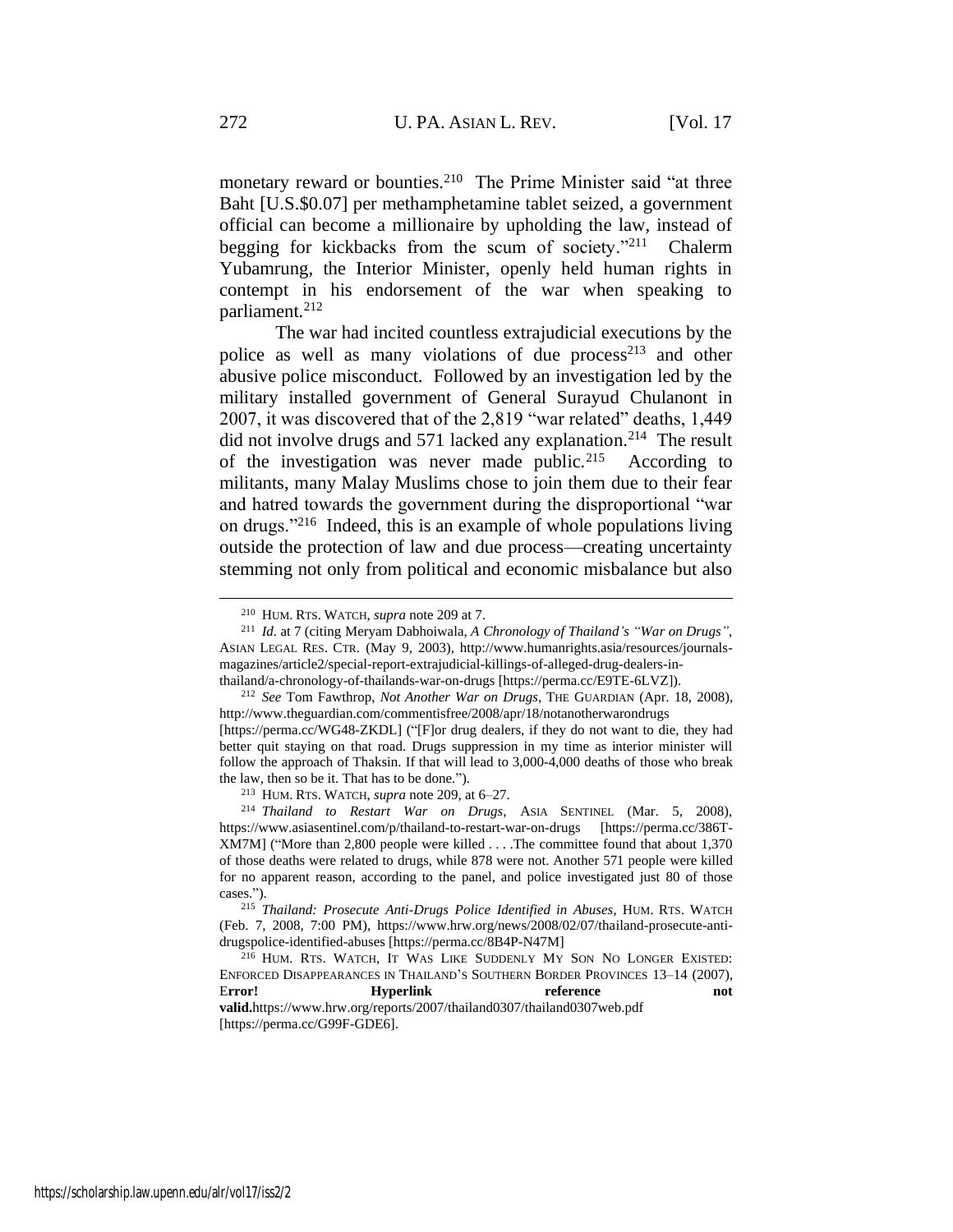monetary reward or bounties.[210] The Prime Minister said "at three Baht [U.S.$0.07] per methamphetamine tablet seized, a government official can become a millionaire by upholding the law, instead of begging for kickbacks from the scum of society."[211] Chalerm Yubamrung, the Interior Minister, openly held human rights in contempt in his endorsement of the war when speaking to parliament.[212]

The war had incited countless extrajudicial executions by the police as well as many violations of due process[213] and other abusive police misconduct. Followed by an investigation led by the military installed government of General Surayud Chulanont in 2007, it was discovered that of the 2,819 "war related" deaths, 1,449 did not involve drugs and 571 lacked any explanation.[214] The result of the investigation was never made public.[215] According to militants, many Malay Muslims chose to join them due to their fear and hatred towards the government during the disproportional "war on drugs."[216] Indeed, this is an example of whole populations living outside the protection of law and due process—creating uncertainty stemming not only from political and economic misbalance but also

---

[210] HUM. RTS. WATCH, *supra* note 209 at 7.

[211] *Id.* at 7 (citing Meryam Dabhoiwala, *A Chronology of Thailand's "War on Drugs"*, ASIAN LEGAL RES. CTR. (May 9, 2003), http://www.humanrights.asia/resources/journals-magazines/article2/special-report-extrajudicial-killings-of-alleged-drug-dealers-in-thailand/a-chronology-of-thailands-war-on-drugs [https://perma.cc/E9TE-6LVZ]).

[212] *See* Tom Fawthrop, *Not Another War on Drugs*, THE GUARDIAN (Apr. 18, 2008), http://www.theguardian.com/commentisfree/2008/apr/18/notanotherwarondrugs [https://perma.cc/WG48-ZKDL] ("[F]or drug dealers, if they do not want to die, they had better quit staying on that road. Drugs suppression in my time as interior minister will follow the approach of Thaksin. If that will lead to 3,000-4,000 deaths of those who break the law, then so be it. That has to be done.").

[213] HUM. RTS. WATCH, *supra* note 209, at 6–27.

[214] *Thailand to Restart War on Drugs*, ASIA SENTINEL (Mar. 5, 2008), https://www.asiasentinel.com/p/thailand-to-restart-war-on-drugs [https://perma.cc/386T-XM7M] ("More than 2,800 people were killed . . . .The committee found that about 1,370 of those deaths were related to drugs, while 878 were not. Another 571 people were killed for no apparent reason, according to the panel, and police investigated just 80 of those cases.").

[215] *Thailand: Prosecute Anti-Drugs Police Identified in Abuses*, HUM. RTS. WATCH (Feb. 7, 2008, 7:00 PM), https://www.hrw.org/news/2008/02/07/thailand-prosecute-anti-drugspolice-identified-abuses [https://perma.cc/8B4P-N47M]

[216] HUM. RTS. WATCH, IT WAS LIKE SUDDENLY MY SON NO LONGER EXISTED: ENFORCED DISAPPEARANCES IN THAILAND'S SOUTHERN BORDER PROVINCES 13–14 (2007), E**rror! Hyperlink reference not valid.**https://www.hrw.org/reports/2007/thailand0307/thailand0307web.pdf [https://perma.cc/G99F-GDE6].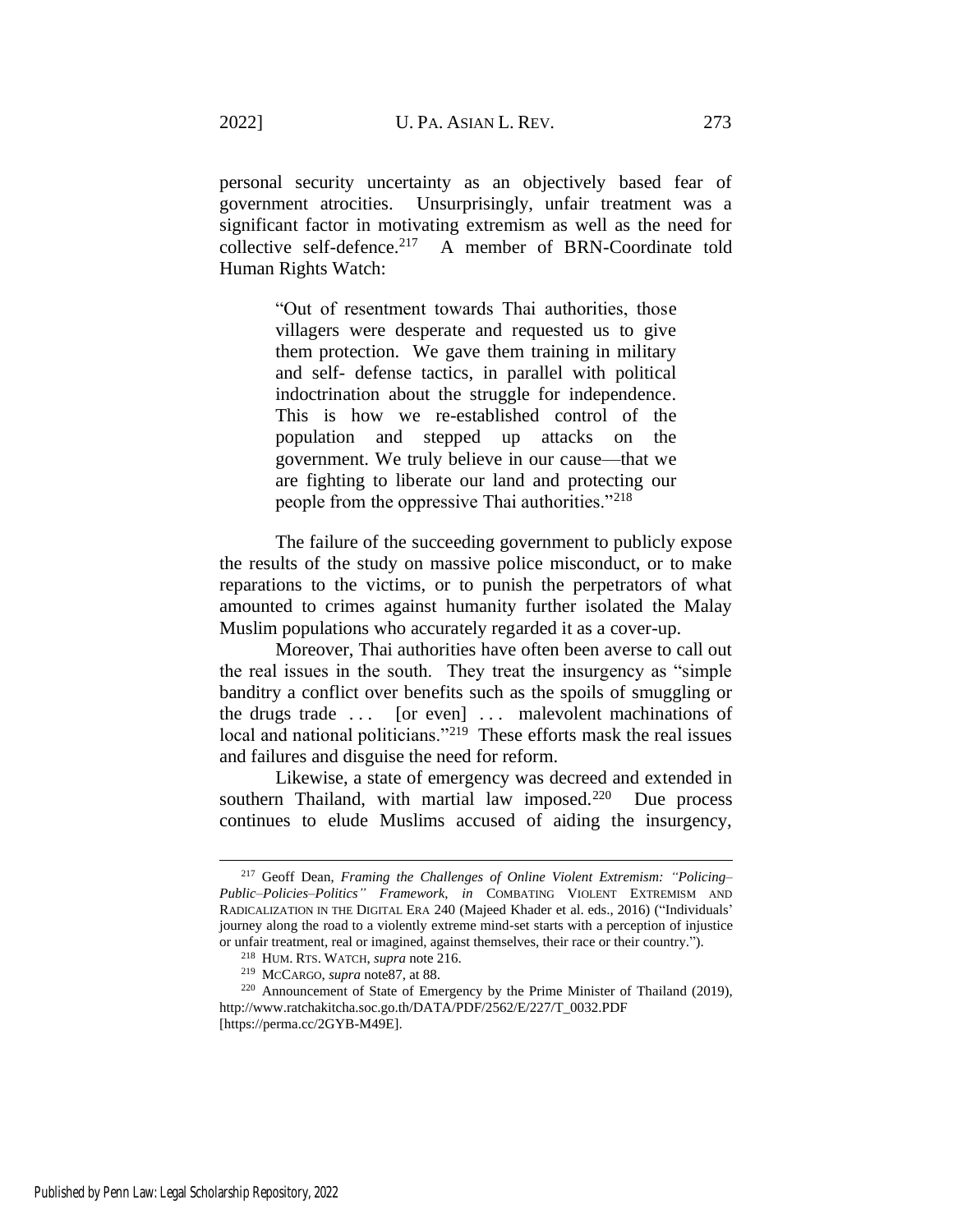personal security uncertainty as an objectively based fear of government atrocities. Unsurprisingly, unfair treatment was a significant factor in motivating extremism as well as the need for collective self-defence.[217] A member of BRN-Coordinate told Human Rights Watch:

> "Out of resentment towards Thai authorities, those villagers were desperate and requested us to give them protection. We gave them training in military and self- defense tactics, in parallel with political indoctrination about the struggle for independence. This is how we re-established control of the population and stepped up attacks on the government. We truly believe in our cause—that we are fighting to liberate our land and protecting our people from the oppressive Thai authorities."[218]

The failure of the succeeding government to publicly expose the results of the study on massive police misconduct, or to make reparations to the victims, or to punish the perpetrators of what amounted to crimes against humanity further isolated the Malay Muslim populations who accurately regarded it as a cover-up.

Moreover, Thai authorities have often been averse to call out the real issues in the south. They treat the insurgency as "simple banditry a conflict over benefits such as the spoils of smuggling or the drugs trade . . . [or even] . . . malevolent machinations of local and national politicians."[219] These efforts mask the real issues and failures and disguise the need for reform.

Likewise, a state of emergency was decreed and extended in southern Thailand, with martial law imposed.[220] Due process continues to elude Muslims accused of aiding the insurgency,

---

[217] Geoff Dean, *Framing the Challenges of Online Violent Extremism: "Policing–Public–Policies–Politics" Framework*, *in* COMBATING VIOLENT EXTREMISM AND RADICALIZATION IN THE DIGITAL ERA 240 (Majeed Khader et al. eds., 2016) ("Individuals' journey along the road to a violently extreme mind-set starts with a perception of injustice or unfair treatment, real or imagined, against themselves, their race or their country.").

[218] HUM. RTS. WATCH, *supra* note 216.

[219] MCCARGO, *supra* note87, at 88.

[220] Announcement of State of Emergency by the Prime Minister of Thailand (2019), http://www.ratchakitcha.soc.go.th/DATA/PDF/2562/E/227/T_0032.PDF [https://perma.cc/2GYB-M49E].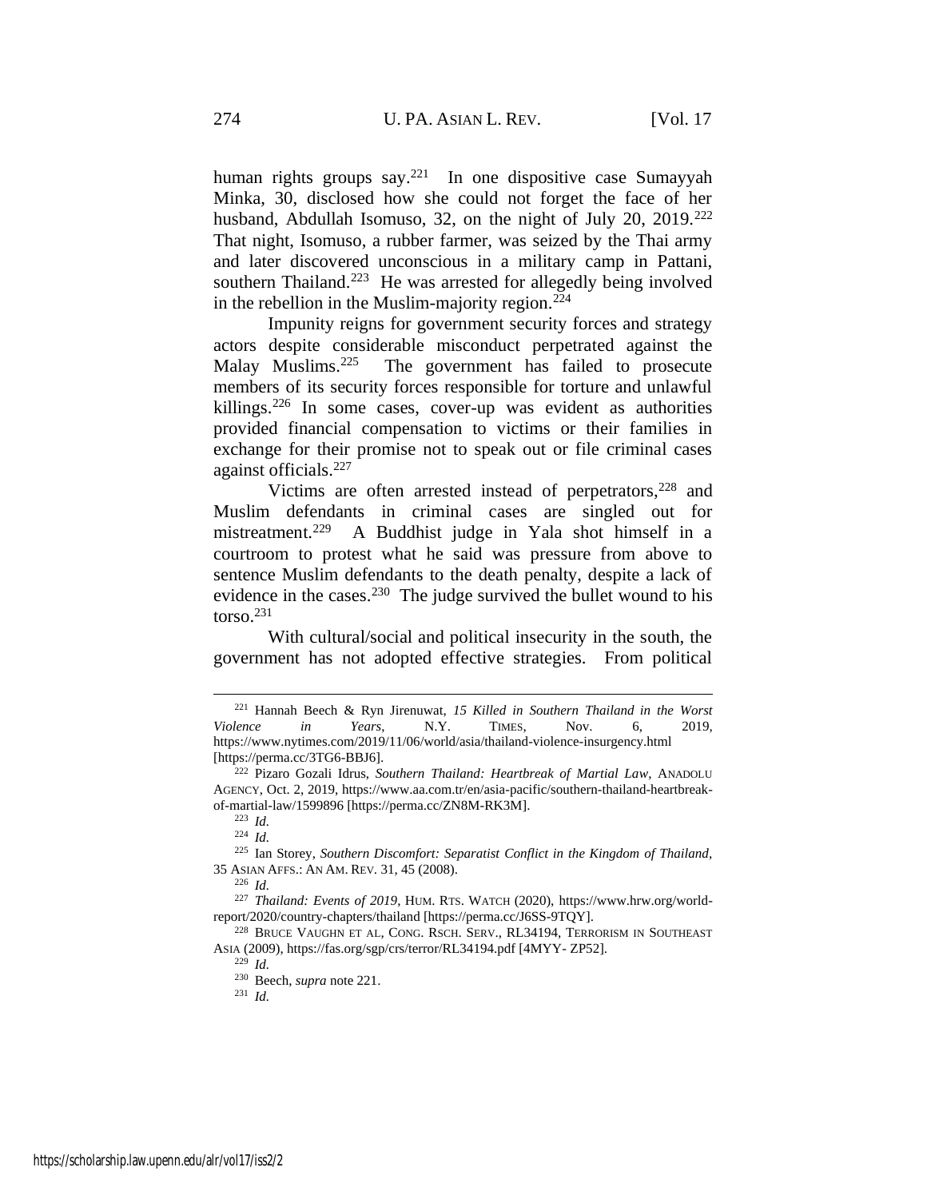human rights groups say.[221] In one dispositive case Sumayyah Minka, 30, disclosed how she could not forget the face of her husband, Abdullah Isomuso, 32, on the night of July 20, 2019.[222] That night, Isomuso, a rubber farmer, was seized by the Thai army and later discovered unconscious in a military camp in Pattani, southern Thailand.[223] He was arrested for allegedly being involved in the rebellion in the Muslim-majority region.[224]

Impunity reigns for government security forces and strategy actors despite considerable misconduct perpetrated against the Malay Muslims.[225] The government has failed to prosecute members of its security forces responsible for torture and unlawful killings.[226] In some cases, cover-up was evident as authorities provided financial compensation to victims or their families in exchange for their promise not to speak out or file criminal cases against officials.[227]

Victims are often arrested instead of perpetrators,[228] and Muslim defendants in criminal cases are singled out for mistreatment.[229] A Buddhist judge in Yala shot himself in a courtroom to protest what he said was pressure from above to sentence Muslim defendants to the death penalty, despite a lack of evidence in the cases.[230] The judge survived the bullet wound to his torso.[231]

With cultural/social and political insecurity in the south, the government has not adopted effective strategies. From political

---

[221] Hannah Beech & Ryn Jirenuwat, *15 Killed in Southern Thailand in the Worst Violence in Years*, N.Y. TIMES, Nov. 6, 2019, https://www.nytimes.com/2019/11/06/world/asia/thailand-violence-insurgency.html [https://perma.cc/3TG6-BBJ6].

[222] Pizaro Gozali Idrus, *Southern Thailand: Heartbreak of Martial Law*, ANADOLU AGENCY, Oct. 2, 2019, https://www.aa.com.tr/en/asia-pacific/southern-thailand-heartbreak-of-martial-law/1599896 [https://perma.cc/ZN8M-RK3M].

[223] *Id.*

[224] *Id.*

[225] Ian Storey, *Southern Discomfort: Separatist Conflict in the Kingdom of Thailand*, 35 ASIAN AFFS.: AN AM. REV. 31, 45 (2008).

[226] *Id.*

[227] *Thailand: Events of 2019*, HUM. RTS. WATCH (2020), https://www.hrw.org/world-report/2020/country-chapters/thailand [https://perma.cc/J6SS-9TQY].

[228] BRUCE VAUGHN ET AL, CONG. RSCH. SERV., RL34194, TERRORISM IN SOUTHEAST ASIA (2009), https://fas.org/sgp/crs/terror/RL34194.pdf [4MYY- ZP52].

[229] *Id.*

[230] Beech, *supra* note 221.

[231] *Id.*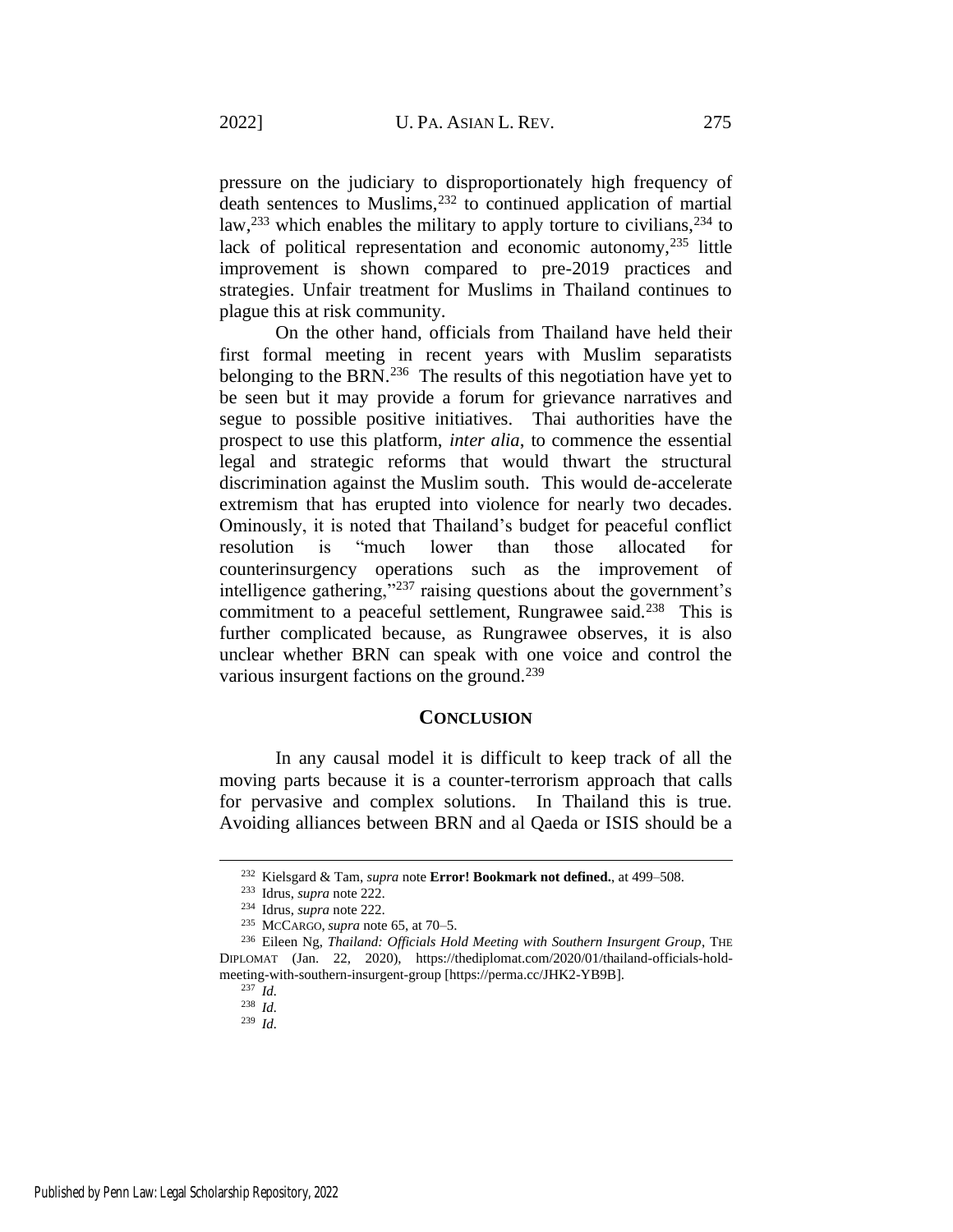pressure on the judiciary to disproportionately high frequency of death sentences to Muslims,[232] to continued application of martial law,[233] which enables the military to apply torture to civilians,[234] to lack of political representation and economic autonomy,[235] little improvement is shown compared to pre-2019 practices and strategies. Unfair treatment for Muslims in Thailand continues to plague this at risk community.

On the other hand, officials from Thailand have held their first formal meeting in recent years with Muslim separatists belonging to the BRN.[236] The results of this negotiation have yet to be seen but it may provide a forum for grievance narratives and segue to possible positive initiatives. Thai authorities have the prospect to use this platform, *inter alia*, to commence the essential legal and strategic reforms that would thwart the structural discrimination against the Muslim south. This would de-accelerate extremism that has erupted into violence for nearly two decades. Ominously, it is noted that Thailand's budget for peaceful conflict resolution is "much lower than those allocated for counterinsurgency operations such as the improvement of intelligence gathering,"[237] raising questions about the government's commitment to a peaceful settlement, Rungrawee said.[238] This is further complicated because, as Rungrawee observes, it is also unclear whether BRN can speak with one voice and control the various insurgent factions on the ground.[239]

## CONCLUSION

In any causal model it is difficult to keep track of all the moving parts because it is a counter-terrorism approach that calls for pervasive and complex solutions. In Thailand this is true. Avoiding alliances between BRN and al Qaeda or ISIS should be a

---

[232] Kielsgard & Tam, *supra* note **Error! Bookmark not defined.**, at 499–508.

[233] Idrus, *supra* note 222.

[234] Idrus, *supra* note 222.

[235] McCargo, *supra* note 65, at 70–5.

[236] Eileen Ng, *Thailand: Officials Hold Meeting with Southern Insurgent Group*, The Diplomat (Jan. 22, 2020), https://thediplomat.com/2020/01/thailand-officials-hold-meeting-with-southern-insurgent-group [https://perma.cc/JHK2-YB9B].

[237] *Id.*

[238] *Id.*

[239] *Id.*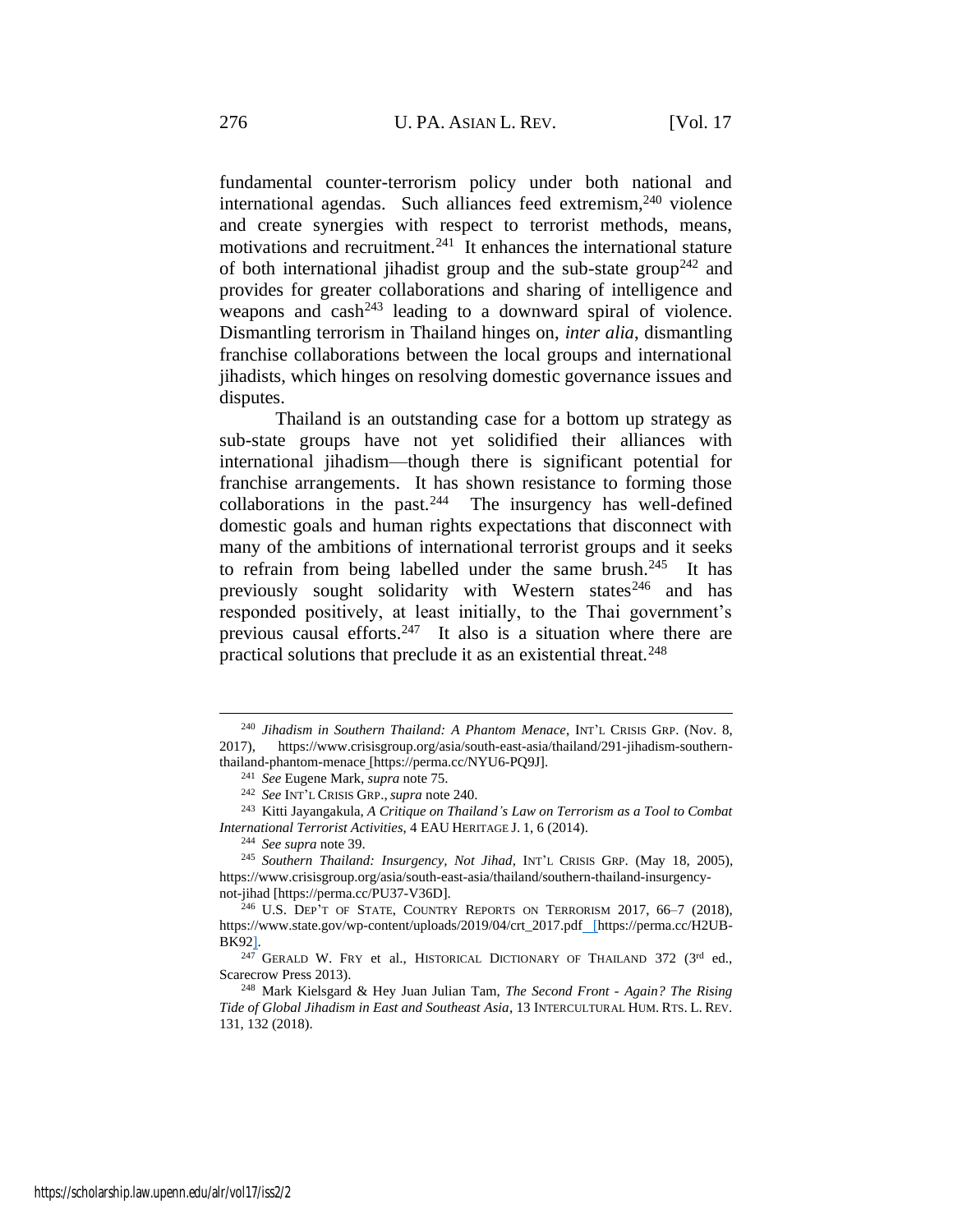fundamental counter-terrorism policy under both national and international agendas. Such alliances feed extremism,[240] violence and create synergies with respect to terrorist methods, means, motivations and recruitment.[241] It enhances the international stature of both international jihadist group and the sub-state group[242] and provides for greater collaborations and sharing of intelligence and weapons and cash[243] leading to a downward spiral of violence. Dismantling terrorism in Thailand hinges on, *inter alia*, dismantling franchise collaborations between the local groups and international jihadists, which hinges on resolving domestic governance issues and disputes.

Thailand is an outstanding case for a bottom up strategy as sub-state groups have not yet solidified their alliances with international jihadism—though there is significant potential for franchise arrangements. It has shown resistance to forming those collaborations in the past.[244] The insurgency has well-defined domestic goals and human rights expectations that disconnect with many of the ambitions of international terrorist groups and it seeks to refrain from being labelled under the same brush.[245] It has previously sought solidarity with Western states[246] and has responded positively, at least initially, to the Thai government's previous causal efforts.[247] It also is a situation where there are practical solutions that preclude it as an existential threat.[248]

---

[240] *Jihadism in Southern Thailand: A Phantom Menace*, INT'L CRISIS GRP. (Nov. 8, 2017), https://www.crisisgroup.org/asia/south-east-asia/thailand/291-jihadism-southern-thailand-phantom-menace [https://perma.cc/NYU6-PQ9J].

[241] *See* Eugene Mark, *supra* note 75.

[242] *See* INT'L CRISIS GRP., *supra* note 240.

[243] Kitti Jayangakula, *A Critique on Thailand's Law on Terrorism as a Tool to Combat International Terrorist Activities*, 4 EAU HERITAGE J. 1, 6 (2014).

[244] *See supra* note 39.

[245] *Southern Thailand: Insurgency, Not Jihad*, INT'L CRISIS GRP. (May 18, 2005), https://www.crisisgroup.org/asia/south-east-asia/thailand/southern-thailand-insurgency-not-jihad [https://perma.cc/PU37-V36D].

[246] U.S. DEP'T OF STATE, COUNTRY REPORTS ON TERRORISM 2017, 66–7 (2018), https://www.state.gov/wp-content/uploads/2019/04/crt_2017.pdf [https://perma.cc/H2UB-BK92].

[247] GERALD W. FRY et al., HISTORICAL DICTIONARY OF THAILAND 372 (3rd ed., Scarecrow Press 2013).

[248] Mark Kielsgard & Hey Juan Julian Tam, *The Second Front - Again? The Rising Tide of Global Jihadism in East and Southeast Asia*, 13 INTERCULTURAL HUM. RTS. L. REV. 131, 132 (2018).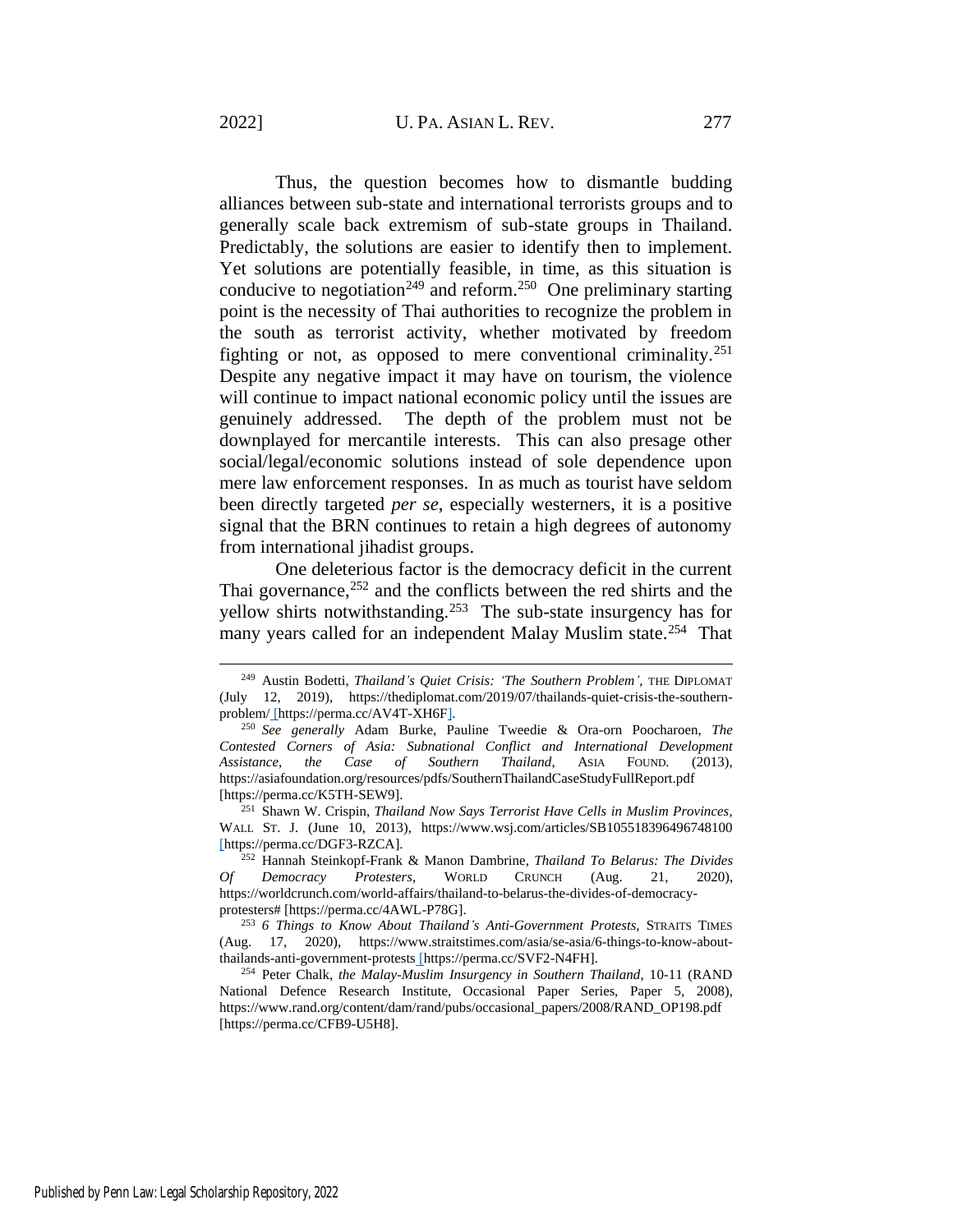Thus, the question becomes how to dismantle budding alliances between sub-state and international terrorists groups and to generally scale back extremism of sub-state groups in Thailand. Predictably, the solutions are easier to identify then to implement. Yet solutions are potentially feasible, in time, as this situation is conducive to negotiation[249] and reform.[250] One preliminary starting point is the necessity of Thai authorities to recognize the problem in the south as terrorist activity, whether motivated by freedom fighting or not, as opposed to mere conventional criminality.[251] Despite any negative impact it may have on tourism, the violence will continue to impact national economic policy until the issues are genuinely addressed. The depth of the problem must not be downplayed for mercantile interests. This can also presage other social/legal/economic solutions instead of sole dependence upon mere law enforcement responses. In as much as tourist have seldom been directly targeted *per se*, especially westerners, it is a positive signal that the BRN continues to retain a high degrees of autonomy from international jihadist groups.

One deleterious factor is the democracy deficit in the current Thai governance,[252] and the conflicts between the red shirts and the yellow shirts notwithstanding.[253] The sub-state insurgency has for many years called for an independent Malay Muslim state.[254] That

---

[249] Austin Bodetti, *Thailand's Quiet Crisis: 'The Southern Problem'*, THE DIPLOMAT (July 12, 2019), https://thediplomat.com/2019/07/thailands-quiet-crisis-the-southern-problem/ [https://perma.cc/AV4T-XH6F].

[250] *See generally* Adam Burke, Pauline Tweedie & Ora-orn Poocharoen, *The Contested Corners of Asia: Subnational Conflict and International Development Assistance, the Case of Southern Thailand*, ASIA FOUND. (2013), https://asiafoundation.org/resources/pdfs/SouthernThailandCaseStudyFullReport.pdf [https://perma.cc/K5TH-SEW9].

[251] Shawn W. Crispin, *Thailand Now Says Terrorist Have Cells in Muslim Provinces*, WALL ST. J. (June 10, 2013), https://www.wsj.com/articles/SB105518396496748100 [https://perma.cc/DGF3-RZCA].

[252] Hannah Steinkopf-Frank & Manon Dambrine, *Thailand To Belarus: The Divides Of Democracy Protesters*, WORLD CRUNCH (Aug. 21, 2020), https://worldcrunch.com/world-affairs/thailand-to-belarus-the-divides-of-democracy-protesters# [https://perma.cc/4AWL-P78G].

[253] *6 Things to Know About Thailand's Anti-Government Protests*, STRAITS TIMES (Aug. 17, 2020), https://www.straitstimes.com/asia/se-asia/6-things-to-know-about-thailands-anti-government-protests [https://perma.cc/SVF2-N4FH].

[254] Peter Chalk, *the Malay-Muslim Insurgency in Southern Thailand*, 10-11 (RAND National Defence Research Institute, Occasional Paper Series, Paper 5, 2008), https://www.rand.org/content/dam/rand/pubs/occasional_papers/2008/RAND_OP198.pdf [https://perma.cc/CFB9-U5H8].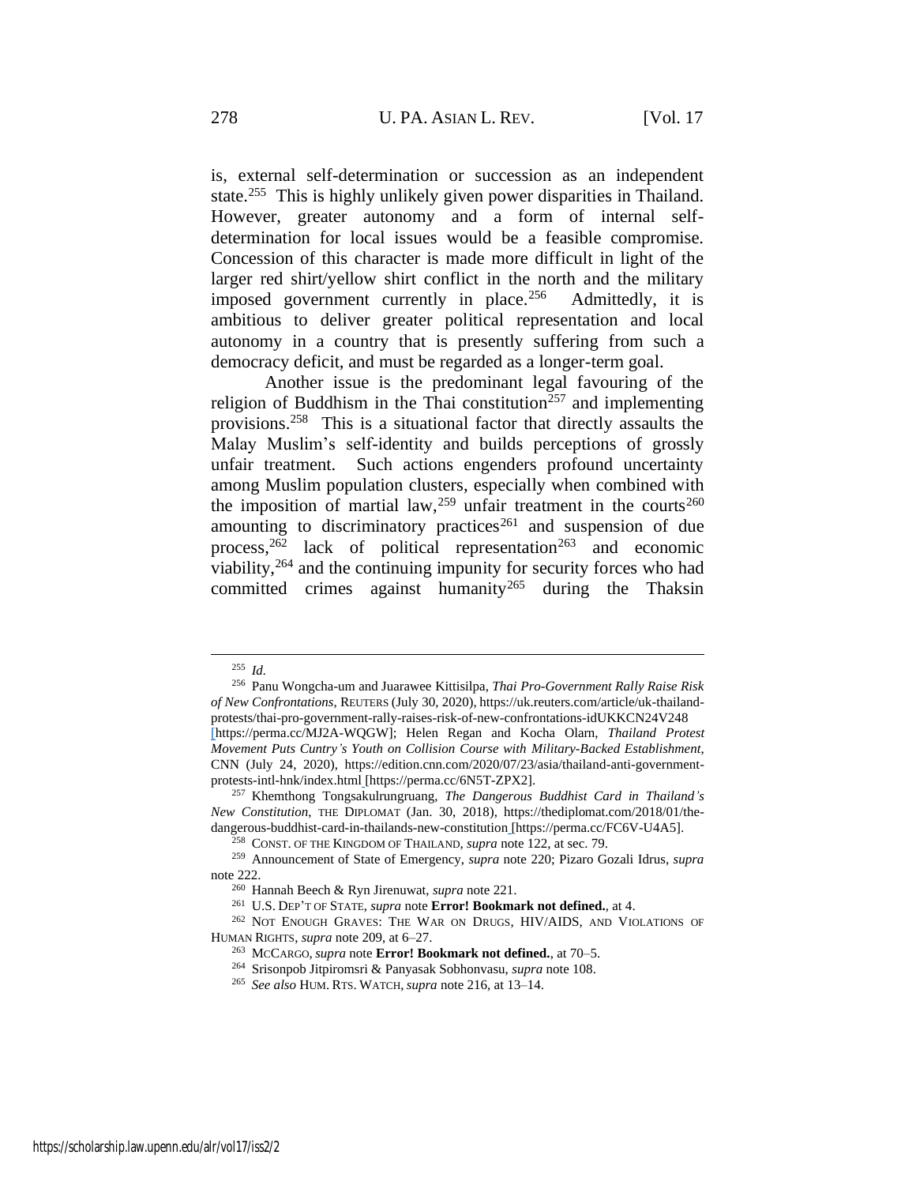is, external self-determination or succession as an independent state.[255] This is highly unlikely given power disparities in Thailand. However, greater autonomy and a form of internal self-determination for local issues would be a feasible compromise. Concession of this character is made more difficult in light of the larger red shirt/yellow shirt conflict in the north and the military imposed government currently in place.[256] Admittedly, it is ambitious to deliver greater political representation and local autonomy in a country that is presently suffering from such a democracy deficit, and must be regarded as a longer-term goal.

Another issue is the predominant legal favouring of the religion of Buddhism in the Thai constitution[257] and implementing provisions.[258] This is a situational factor that directly assaults the Malay Muslim's self-identity and builds perceptions of grossly unfair treatment. Such actions engenders profound uncertainty among Muslim population clusters, especially when combined with the imposition of martial law,[259] unfair treatment in the courts[260] amounting to discriminatory practices[261] and suspension of due process,[262] lack of political representation[263] and economic viability,[264] and the continuing impunity for security forces who had committed crimes against humanity[265] during the Thaksin

---

[255] *Id.*

[256] Panu Wongcha-um and Juarawee Kittisilpa, *Thai Pro-Government Rally Raise Risk of New Confrontations*, REUTERS (July 30, 2020), https://uk.reuters.com/article/uk-thailand-protests/thai-pro-government-rally-raises-risk-of-new-confrontations-idUKKCN24V248 [https://perma.cc/MJ2A-WQGW]; Helen Regan and Kocha Olarn, *Thailand Protest Movement Puts Cuntry's Youth on Collision Course with Military-Backed Establishment*, CNN (July 24, 2020), https://edition.cnn.com/2020/07/23/asia/thailand-anti-government-protests-intl-hnk/index.html [https://perma.cc/6N5T-ZPX2].

[257] Khemthong Tongsakulrungruang, *The Dangerous Buddhist Card in Thailand's New Constitution*, THE DIPLOMAT (Jan. 30, 2018), https://thediplomat.com/2018/01/the-dangerous-buddhist-card-in-thailands-new-constitution [https://perma.cc/FC6V-U4A5].

[258] CONST. OF THE KINGDOM OF THAILAND, *supra* note 122, at sec. 79.

[259] Announcement of State of Emergency, *supra* note 220; Pizaro Gozali Idrus, *supra* note 222.

[260] Hannah Beech & Ryn Jirenuwat, *supra* note 221.

[261] U.S. DEP'T OF STATE, *supra* note **Error! Bookmark not defined.**, at 4.

[262] NOT ENOUGH GRAVES: THE WAR ON DRUGS, HIV/AIDS, AND VIOLATIONS OF HUMAN RIGHTS, *supra* note 209, at 6–27.

[263] MCCARGO, *supra* note **Error! Bookmark not defined.**, at 70–5.

[264] Srisonpob Jitpiromsri & Panyasak Sobhonvasu, *supra* note 108.

[265] *See also* HUM. RTS. WATCH, *supra* note 216, at 13–14.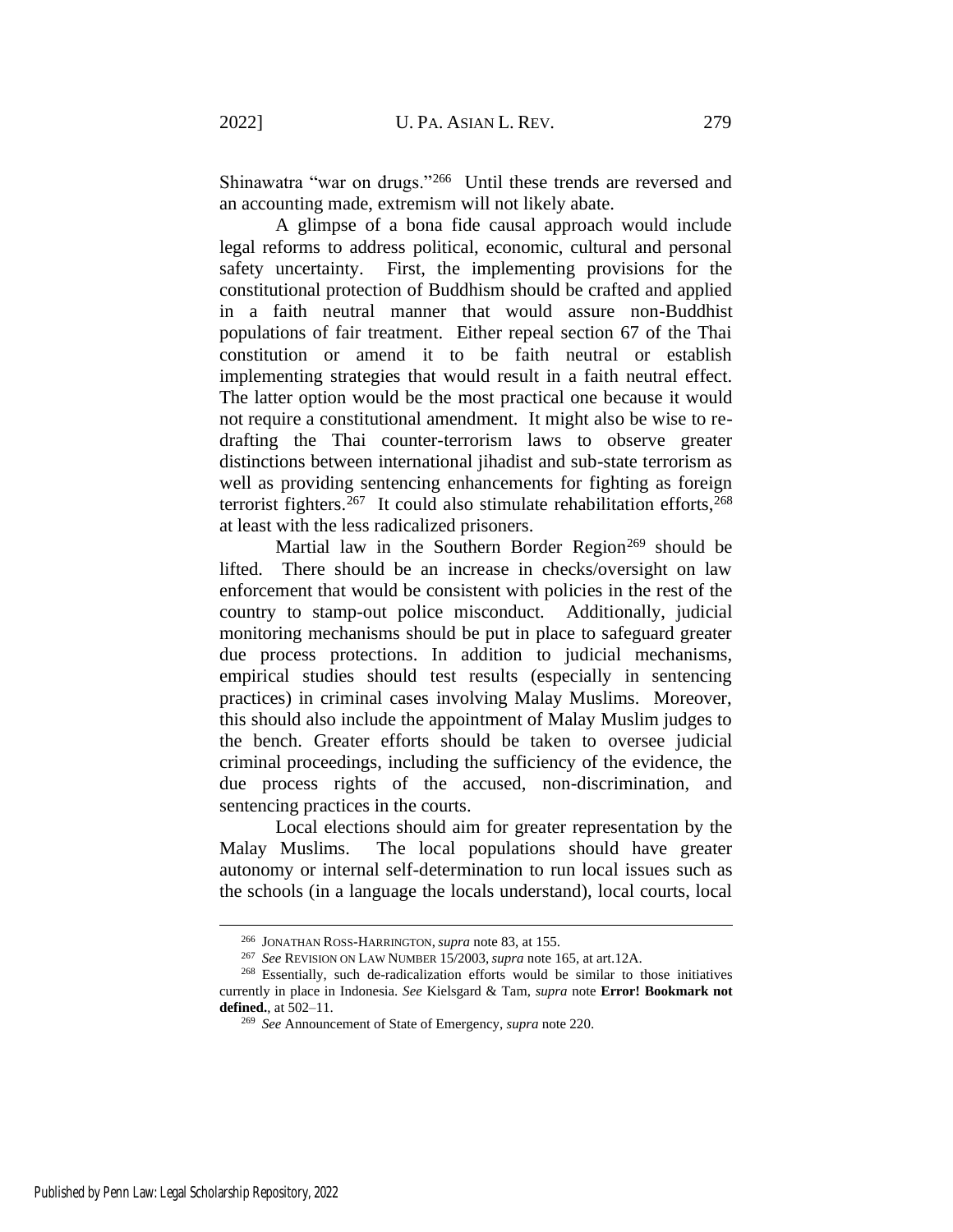Shinawatra "war on drugs."[266] Until these trends are reversed and an accounting made, extremism will not likely abate.

A glimpse of a bona fide causal approach would include legal reforms to address political, economic, cultural and personal safety uncertainty. First, the implementing provisions for the constitutional protection of Buddhism should be crafted and applied in a faith neutral manner that would assure non-Buddhist populations of fair treatment. Either repeal section 67 of the Thai constitution or amend it to be faith neutral or establish implementing strategies that would result in a faith neutral effect. The latter option would be the most practical one because it would not require a constitutional amendment. It might also be wise to re-drafting the Thai counter-terrorism laws to observe greater distinctions between international jihadist and sub-state terrorism as well as providing sentencing enhancements for fighting as foreign terrorist fighters.[267] It could also stimulate rehabilitation efforts,[268] at least with the less radicalized prisoners.

Martial law in the Southern Border Region[269] should be lifted. There should be an increase in checks/oversight on law enforcement that would be consistent with policies in the rest of the country to stamp-out police misconduct. Additionally, judicial monitoring mechanisms should be put in place to safeguard greater due process protections. In addition to judicial mechanisms, empirical studies should test results (especially in sentencing practices) in criminal cases involving Malay Muslims. Moreover, this should also include the appointment of Malay Muslim judges to the bench. Greater efforts should be taken to oversee judicial criminal proceedings, including the sufficiency of the evidence, the due process rights of the accused, non-discrimination, and sentencing practices in the courts.

Local elections should aim for greater representation by the Malay Muslims. The local populations should have greater autonomy or internal self-determination to run local issues such as the schools (in a language the locals understand), local courts, local

---

[266] JONATHAN ROSS-HARRINGTON, *supra* note 83, at 155.

[267] *See* REVISION ON LAW NUMBER 15/2003, *supra* note 165, at art.12A.

[268] Essentially, such de-radicalization efforts would be similar to those initiatives currently in place in Indonesia. *See* Kielsgard & Tam, *supra* note **Error! Bookmark not defined.**, at 502–11.

[269] *See* Announcement of State of Emergency, *supra* note 220.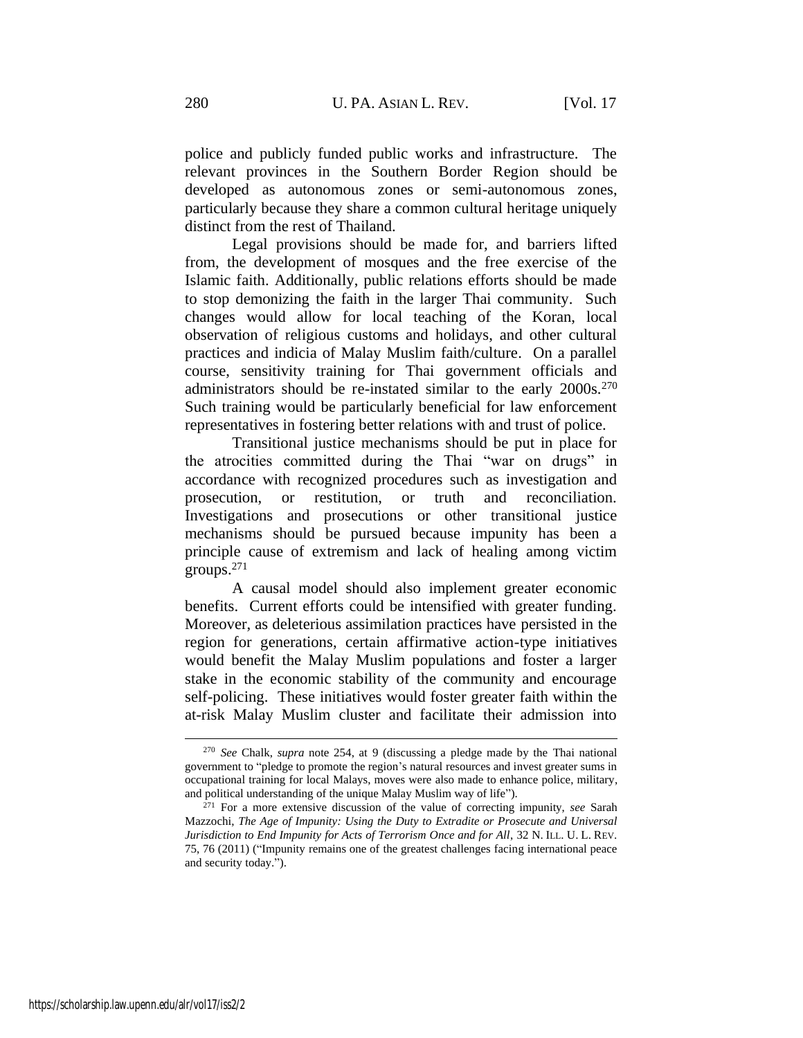police and publicly funded public works and infrastructure. The relevant provinces in the Southern Border Region should be developed as autonomous zones or semi-autonomous zones, particularly because they share a common cultural heritage uniquely distinct from the rest of Thailand.

Legal provisions should be made for, and barriers lifted from, the development of mosques and the free exercise of the Islamic faith. Additionally, public relations efforts should be made to stop demonizing the faith in the larger Thai community. Such changes would allow for local teaching of the Koran, local observation of religious customs and holidays, and other cultural practices and indicia of Malay Muslim faith/culture. On a parallel course, sensitivity training for Thai government officials and administrators should be re-instated similar to the early 2000s.[270] Such training would be particularly beneficial for law enforcement representatives in fostering better relations with and trust of police.

Transitional justice mechanisms should be put in place for the atrocities committed during the Thai "war on drugs" in accordance with recognized procedures such as investigation and prosecution, or restitution, or truth and reconciliation. Investigations and prosecutions or other transitional justice mechanisms should be pursued because impunity has been a principle cause of extremism and lack of healing among victim groups.[271]

A causal model should also implement greater economic benefits. Current efforts could be intensified with greater funding. Moreover, as deleterious assimilation practices have persisted in the region for generations, certain affirmative action-type initiatives would benefit the Malay Muslim populations and foster a larger stake in the economic stability of the community and encourage self-policing. These initiatives would foster greater faith within the at-risk Malay Muslim cluster and facilitate their admission into

---

[270] *See* Chalk, *supra* note 254, at 9 (discussing a pledge made by the Thai national government to "pledge to promote the region's natural resources and invest greater sums in occupational training for local Malays, moves were also made to enhance police, military, and political understanding of the unique Malay Muslim way of life").

[271] For a more extensive discussion of the value of correcting impunity, *see* Sarah Mazzochi, *The Age of Impunity: Using the Duty to Extradite or Prosecute and Universal Jurisdiction to End Impunity for Acts of Terrorism Once and for All*, 32 N. ILL. U. L. REV. 75, 76 (2011) ("Impunity remains one of the greatest challenges facing international peace and security today.").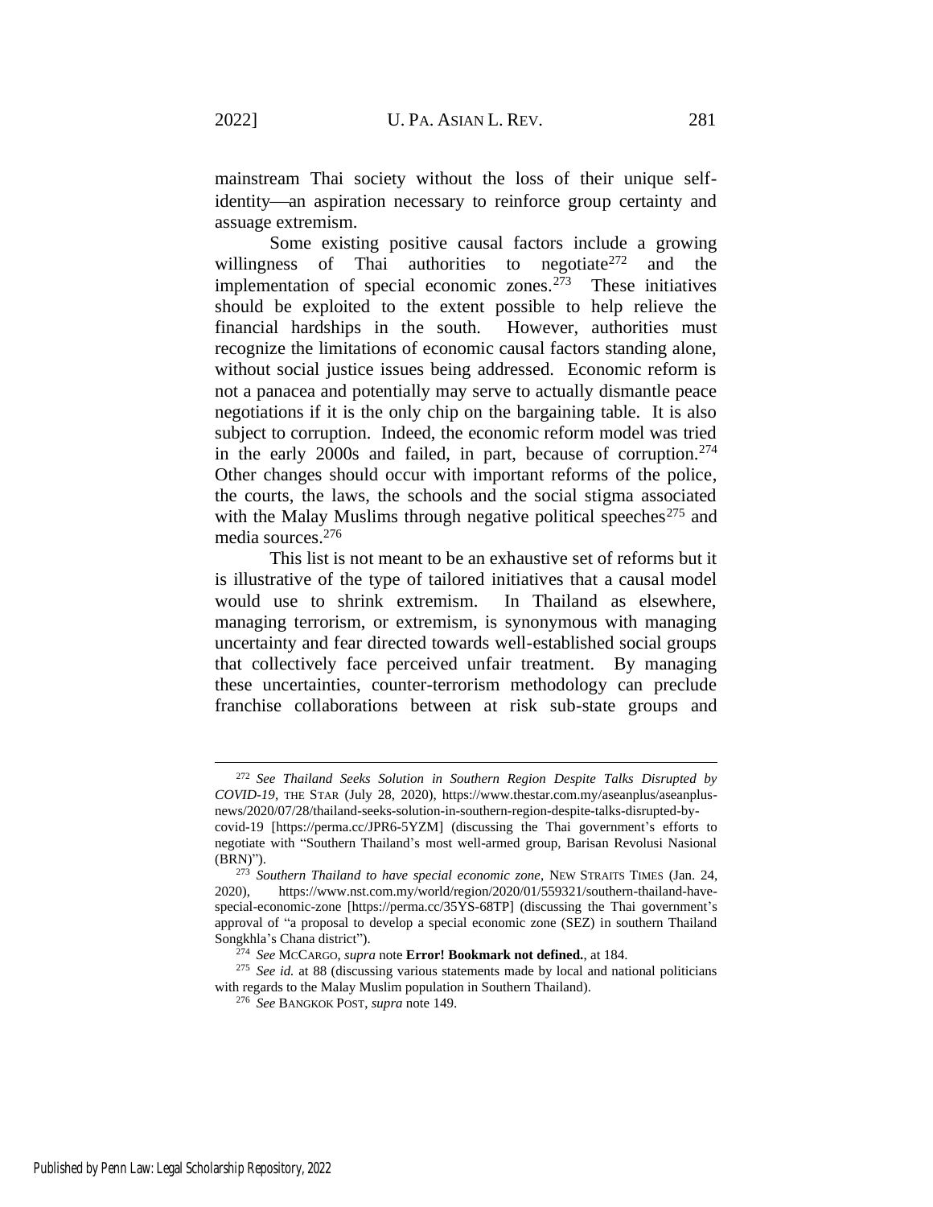mainstream Thai society without the loss of their unique self-identity—an aspiration necessary to reinforce group certainty and assuage extremism.

Some existing positive causal factors include a growing willingness of Thai authorities to negotiate[272] and the implementation of special economic zones.[273] These initiatives should be exploited to the extent possible to help relieve the financial hardships in the south. However, authorities must recognize the limitations of economic causal factors standing alone, without social justice issues being addressed. Economic reform is not a panacea and potentially may serve to actually dismantle peace negotiations if it is the only chip on the bargaining table. It is also subject to corruption. Indeed, the economic reform model was tried in the early 2000s and failed, in part, because of corruption.[274] Other changes should occur with important reforms of the police, the courts, the laws, the schools and the social stigma associated with the Malay Muslims through negative political speeches[275] and media sources.[276]

This list is not meant to be an exhaustive set of reforms but it is illustrative of the type of tailored initiatives that a causal model would use to shrink extremism. In Thailand as elsewhere, managing terrorism, or extremism, is synonymous with managing uncertainty and fear directed towards well-established social groups that collectively face perceived unfair treatment. By managing these uncertainties, counter-terrorism methodology can preclude franchise collaborations between at risk sub-state groups and

---

[272] *See Thailand Seeks Solution in Southern Region Despite Talks Disrupted by COVID-19*, THE STAR (July 28, 2020), https://www.thestar.com.my/aseanplus/aseanplus-news/2020/07/28/thailand-seeks-solution-in-southern-region-despite-talks-disrupted-by-covid-19 [https://perma.cc/JPR6-5YZM] (discussing the Thai government's efforts to negotiate with "Southern Thailand's most well-armed group, Barisan Revolusi Nasional (BRN)").

[273] *Southern Thailand to have special economic zone*, NEW STRAITS TIMES (Jan. 24, 2020), https://www.nst.com.my/world/region/2020/01/559321/southern-thailand-have-special-economic-zone [https://perma.cc/35YS-68TP] (discussing the Thai government's approval of "a proposal to develop a special economic zone (SEZ) in southern Thailand Songkhla's Chana district").

[274] *See* MCCARGO, *supra* note **Error! Bookmark not defined.**, at 184.

[275] *See id.* at 88 (discussing various statements made by local and national politicians with regards to the Malay Muslim population in Southern Thailand).

[276] *See* BANGKOK POST, *supra* note 149.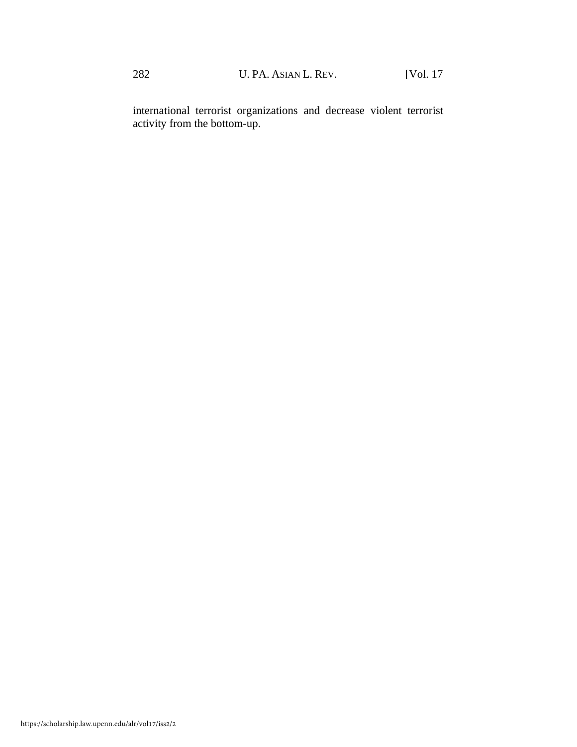international terrorist organizations and decrease violent terrorist activity from the bottom-up.